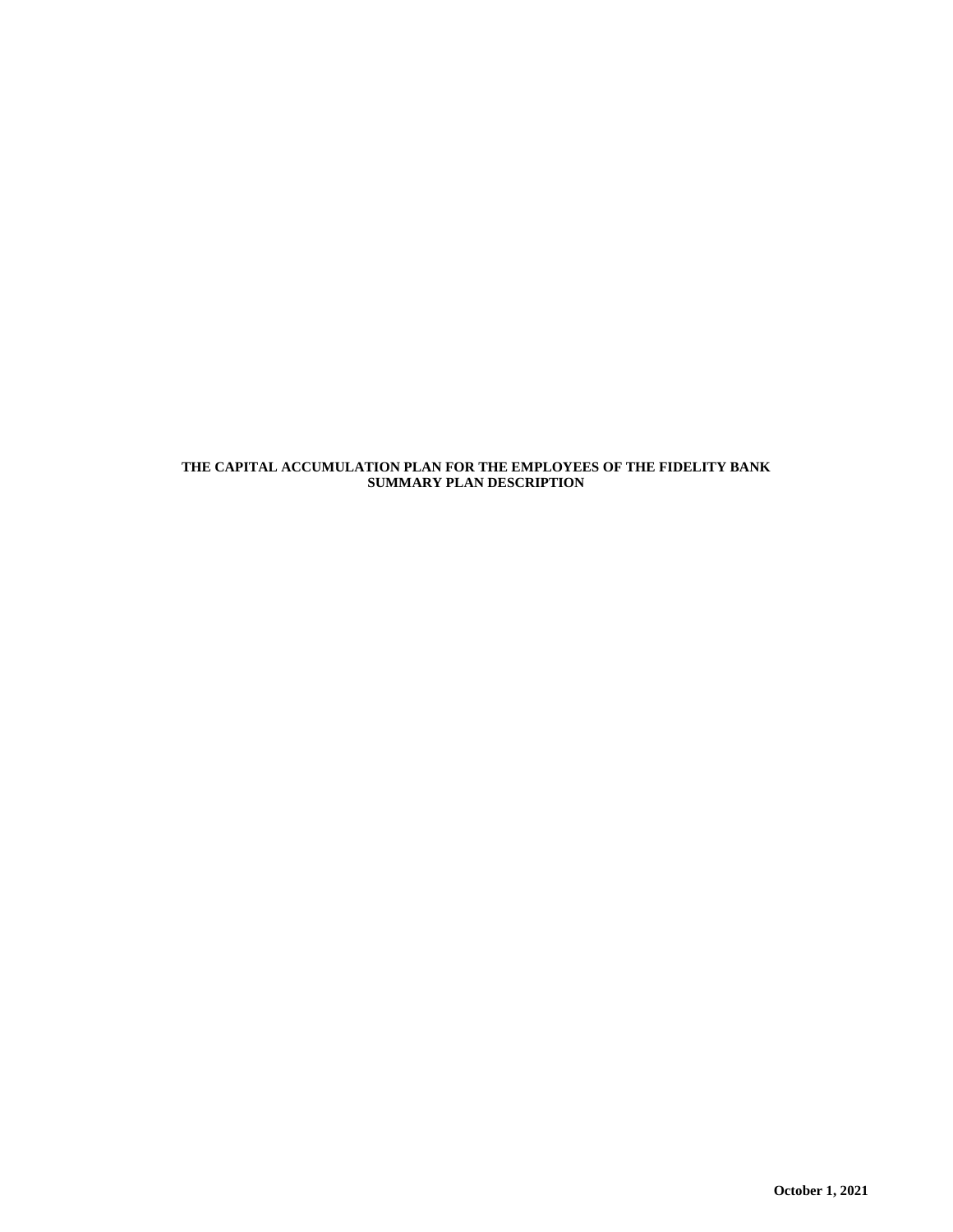# THE CAPITAL ACCUMULATION PLAN FOR THE EMPLOYEES OF THE FIDELITY BANK
# SUMMARY PLAN DESCRIPTION

**October 1, 2021**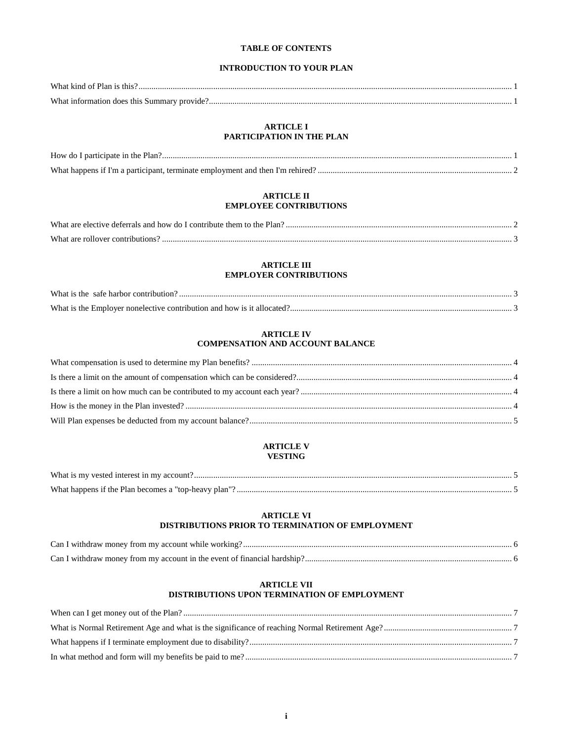# TABLE OF CONTENTS

## INTRODUCTION TO YOUR PLAN

What kind of Plan is this? ........ 1
What information does this Summary provide? ........ 1

## ARTICLE I
## PARTICIPATION IN THE PLAN

How do I participate in the Plan? ........ 1
What happens if I'm a participant, terminate employment and then I'm rehired? ........ 2

## ARTICLE II
## EMPLOYEE CONTRIBUTIONS

What are elective deferrals and how do I contribute them to the Plan? ........ 2
What are rollover contributions? ........ 3

## ARTICLE III
## EMPLOYER CONTRIBUTIONS

What is the safe harbor contribution? ........ 3
What is the Employer nonelective contribution and how is it allocated? ........ 3

## ARTICLE IV
## COMPENSATION AND ACCOUNT BALANCE

What compensation is used to determine my Plan benefits? ........ 4
Is there a limit on the amount of compensation which can be considered? ........ 4
Is there a limit on how much can be contributed to my account each year? ........ 4
How is the money in the Plan invested? ........ 4
Will Plan expenses be deducted from my account balance? ........ 5

## ARTICLE V
## VESTING

What is my vested interest in my account? ........ 5
What happens if the Plan becomes a "top-heavy plan"? ........ 5

## ARTICLE VI
## DISTRIBUTIONS PRIOR TO TERMINATION OF EMPLOYMENT

Can I withdraw money from my account while working? ........ 6
Can I withdraw money from my account in the event of financial hardship? ........ 6

## ARTICLE VII
## DISTRIBUTIONS UPON TERMINATION OF EMPLOYMENT

When can I get money out of the Plan? ........ 7
What is Normal Retirement Age and what is the significance of reaching Normal Retirement Age? ........ 7
What happens if I terminate employment due to disability? ........ 7
In what method and form will my benefits be paid to me? ........ 7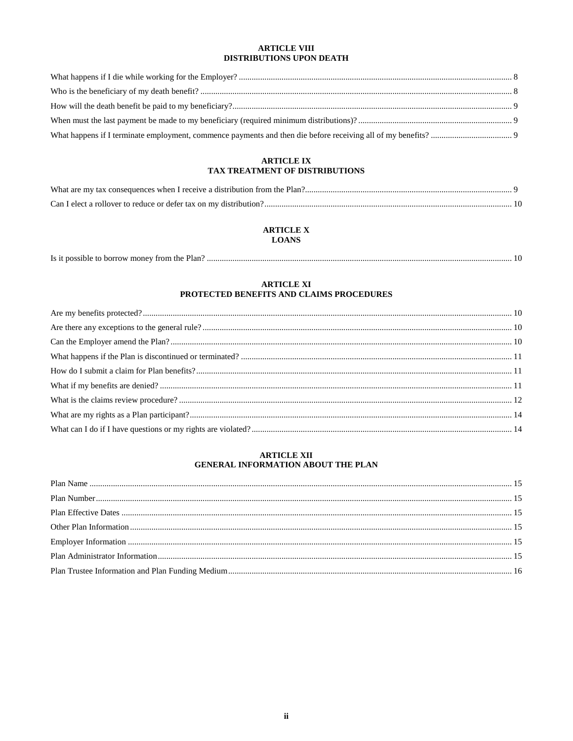## ARTICLE VIII
## DISTRIBUTIONS UPON DEATH

What happens if I die while working for the Employer? ........ 8

Who is the beneficiary of my death benefit? ........ 8

How will the death benefit be paid to my beneficiary? ........ 9

When must the last payment be made to my beneficiary (required minimum distributions)? ........ 9

What happens if I terminate employment, commence payments and then die before receiving all of my benefits? ........ 9

## ARTICLE IX
## TAX TREATMENT OF DISTRIBUTIONS

What are my tax consequences when I receive a distribution from the Plan? ........ 9

Can I elect a rollover to reduce or defer tax on my distribution? ........ 10

## ARTICLE X
## LOANS

Is it possible to borrow money from the Plan? ........ 10

## ARTICLE XI
## PROTECTED BENEFITS AND CLAIMS PROCEDURES

Are my benefits protected? ........ 10

Are there any exceptions to the general rule? ........ 10

Can the Employer amend the Plan? ........ 10

What happens if the Plan is discontinued or terminated? ........ 11

How do I submit a claim for Plan benefits? ........ 11

What if my benefits are denied? ........ 11

What is the claims review procedure? ........ 12

What are my rights as a Plan participant? ........ 14

What can I do if I have questions or my rights are violated? ........ 14

## ARTICLE XII
## GENERAL INFORMATION ABOUT THE PLAN

Plan Name ........ 15

Plan Number ........ 15

Plan Effective Dates ........ 15

Other Plan Information ........ 15

Employer Information ........ 15

Plan Administrator Information ........ 15

Plan Trustee Information and Plan Funding Medium ........ 16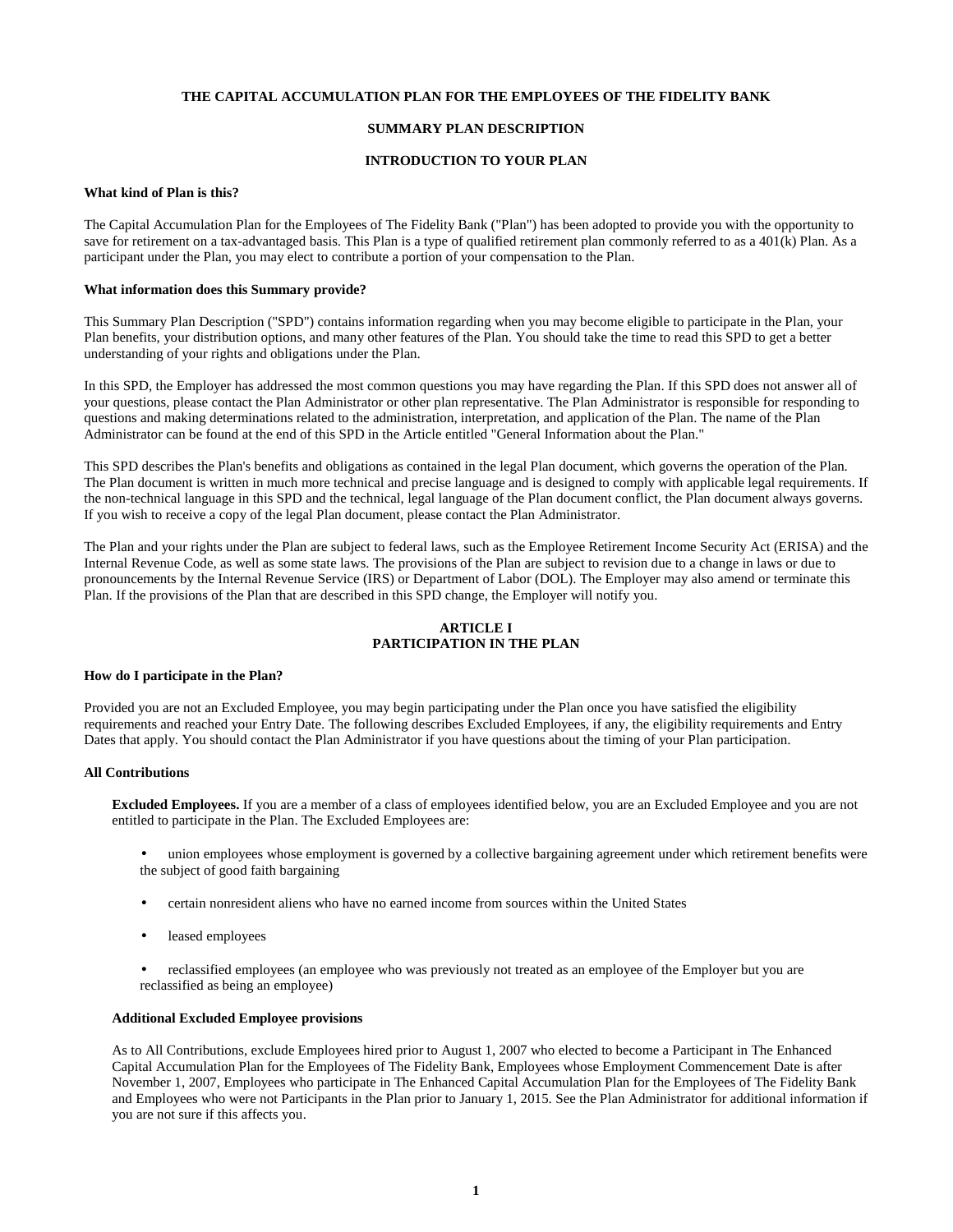# THE CAPITAL ACCUMULATION PLAN FOR THE EMPLOYEES OF THE FIDELITY BANK

## SUMMARY PLAN DESCRIPTION

## INTRODUCTION TO YOUR PLAN

### What kind of Plan is this?

The Capital Accumulation Plan for the Employees of The Fidelity Bank ("Plan") has been adopted to provide you with the opportunity to save for retirement on a tax-advantaged basis. This Plan is a type of qualified retirement plan commonly referred to as a 401(k) Plan. As a participant under the Plan, you may elect to contribute a portion of your compensation to the Plan.

### What information does this Summary provide?

This Summary Plan Description ("SPD") contains information regarding when you may become eligible to participate in the Plan, your Plan benefits, your distribution options, and many other features of the Plan. You should take the time to read this SPD to get a better understanding of your rights and obligations under the Plan.

In this SPD, the Employer has addressed the most common questions you may have regarding the Plan. If this SPD does not answer all of your questions, please contact the Plan Administrator or other plan representative. The Plan Administrator is responsible for responding to questions and making determinations related to the administration, interpretation, and application of the Plan. The name of the Plan Administrator can be found at the end of this SPD in the Article entitled "General Information about the Plan."

This SPD describes the Plan's benefits and obligations as contained in the legal Plan document, which governs the operation of the Plan. The Plan document is written in much more technical and precise language and is designed to comply with applicable legal requirements. If the non-technical language in this SPD and the technical, legal language of the Plan document conflict, the Plan document always governs. If you wish to receive a copy of the legal Plan document, please contact the Plan Administrator.

The Plan and your rights under the Plan are subject to federal laws, such as the Employee Retirement Income Security Act (ERISA) and the Internal Revenue Code, as well as some state laws. The provisions of the Plan are subject to revision due to a change in laws or due to pronouncements by the Internal Revenue Service (IRS) or Department of Labor (DOL). The Employer may also amend or terminate this Plan. If the provisions of the Plan that are described in this SPD change, the Employer will notify you.

## ARTICLE I
## PARTICIPATION IN THE PLAN

### How do I participate in the Plan?

Provided you are not an Excluded Employee, you may begin participating under the Plan once you have satisfied the eligibility requirements and reached your Entry Date. The following describes Excluded Employees, if any, the eligibility requirements and Entry Dates that apply. You should contact the Plan Administrator if you have questions about the timing of your Plan participation.

### All Contributions

**Excluded Employees.** If you are a member of a class of employees identified below, you are an Excluded Employee and you are not entitled to participate in the Plan. The Excluded Employees are:

- union employees whose employment is governed by a collective bargaining agreement under which retirement benefits were the subject of good faith bargaining
- certain nonresident aliens who have no earned income from sources within the United States
- leased employees
- reclassified employees (an employee who was previously not treated as an employee of the Employer but you are reclassified as being an employee)

**Additional Excluded Employee provisions**

As to All Contributions, exclude Employees hired prior to August 1, 2007 who elected to become a Participant in The Enhanced Capital Accumulation Plan for the Employees of The Fidelity Bank, Employees whose Employment Commencement Date is after November 1, 2007, Employees who participate in The Enhanced Capital Accumulation Plan for the Employees of The Fidelity Bank and Employees who were not Participants in the Plan prior to January 1, 2015. See the Plan Administrator for additional information if you are not sure if this affects you.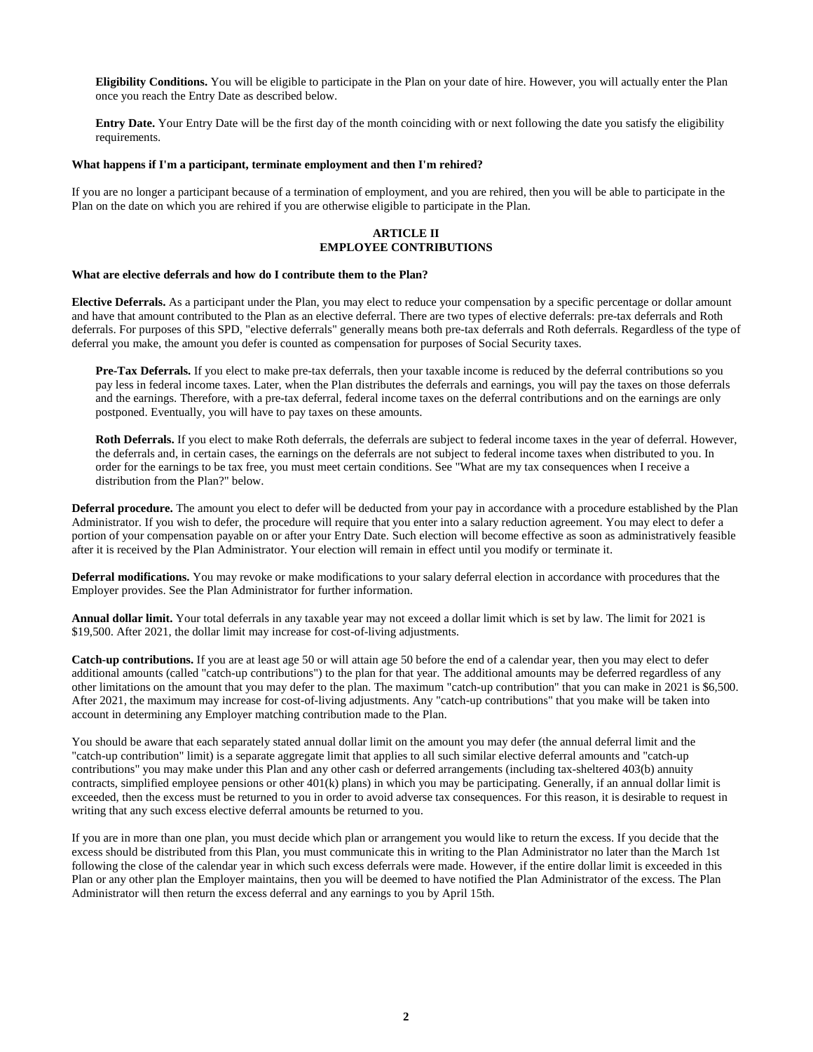**Eligibility Conditions.** You will be eligible to participate in the Plan on your date of hire. However, you will actually enter the Plan once you reach the Entry Date as described below.

**Entry Date.** Your Entry Date will be the first day of the month coinciding with or next following the date you satisfy the eligibility requirements.

**What happens if I'm a participant, terminate employment and then I'm rehired?**

If you are no longer a participant because of a termination of employment, and you are rehired, then you will be able to participate in the Plan on the date on which you are rehired if you are otherwise eligible to participate in the Plan.

## ARTICLE II
## EMPLOYEE CONTRIBUTIONS

**What are elective deferrals and how do I contribute them to the Plan?**

**Elective Deferrals.** As a participant under the Plan, you may elect to reduce your compensation by a specific percentage or dollar amount and have that amount contributed to the Plan as an elective deferral. There are two types of elective deferrals: pre-tax deferrals and Roth deferrals. For purposes of this SPD, "elective deferrals" generally means both pre-tax deferrals and Roth deferrals. Regardless of the type of deferral you make, the amount you defer is counted as compensation for purposes of Social Security taxes.

**Pre-Tax Deferrals.** If you elect to make pre-tax deferrals, then your taxable income is reduced by the deferral contributions so you pay less in federal income taxes. Later, when the Plan distributes the deferrals and earnings, you will pay the taxes on those deferrals and the earnings. Therefore, with a pre-tax deferral, federal income taxes on the deferral contributions and on the earnings are only postponed. Eventually, you will have to pay taxes on these amounts.

**Roth Deferrals.** If you elect to make Roth deferrals, the deferrals are subject to federal income taxes in the year of deferral. However, the deferrals and, in certain cases, the earnings on the deferrals are not subject to federal income taxes when distributed to you. In order for the earnings to be tax free, you must meet certain conditions. See "What are my tax consequences when I receive a distribution from the Plan?" below.

**Deferral procedure.** The amount you elect to defer will be deducted from your pay in accordance with a procedure established by the Plan Administrator. If you wish to defer, the procedure will require that you enter into a salary reduction agreement. You may elect to defer a portion of your compensation payable on or after your Entry Date. Such election will become effective as soon as administratively feasible after it is received by the Plan Administrator. Your election will remain in effect until you modify or terminate it.

**Deferral modifications.** You may revoke or make modifications to your salary deferral election in accordance with procedures that the Employer provides. See the Plan Administrator for further information.

**Annual dollar limit.** Your total deferrals in any taxable year may not exceed a dollar limit which is set by law. The limit for 2021 is $19,500. After 2021, the dollar limit may increase for cost-of-living adjustments.

**Catch-up contributions.** If you are at least age 50 or will attain age 50 before the end of a calendar year, then you may elect to defer additional amounts (called "catch-up contributions") to the plan for that year. The additional amounts may be deferred regardless of any other limitations on the amount that you may defer to the plan. The maximum "catch-up contribution" that you can make in 2021 is $6,500. After 2021, the maximum may increase for cost-of-living adjustments. Any "catch-up contributions" that you make will be taken into account in determining any Employer matching contribution made to the Plan.

You should be aware that each separately stated annual dollar limit on the amount you may defer (the annual deferral limit and the "catch-up contribution" limit) is a separate aggregate limit that applies to all such similar elective deferral amounts and "catch-up contributions" you may make under this Plan and any other cash or deferred arrangements (including tax-sheltered 403(b) annuity contracts, simplified employee pensions or other 401(k) plans) in which you may be participating. Generally, if an annual dollar limit is exceeded, then the excess must be returned to you in order to avoid adverse tax consequences. For this reason, it is desirable to request in writing that any such excess elective deferral amounts be returned to you.

If you are in more than one plan, you must decide which plan or arrangement you would like to return the excess. If you decide that the excess should be distributed from this Plan, you must communicate this in writing to the Plan Administrator no later than the March 1st following the close of the calendar year in which such excess deferrals were made. However, if the entire dollar limit is exceeded in this Plan or any other plan the Employer maintains, then you will be deemed to have notified the Plan Administrator of the excess. The Plan Administrator will then return the excess deferral and any earnings to you by April 15th.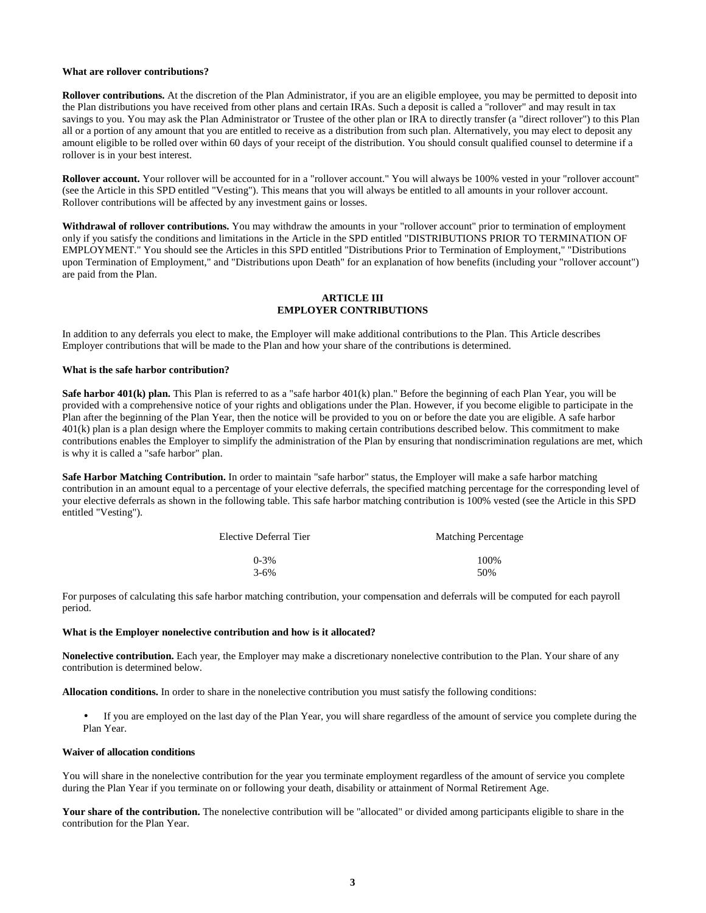**What are rollover contributions?**

**Rollover contributions.** At the discretion of the Plan Administrator, if you are an eligible employee, you may be permitted to deposit into the Plan distributions you have received from other plans and certain IRAs. Such a deposit is called a "rollover" and may result in tax savings to you. You may ask the Plan Administrator or Trustee of the other plan or IRA to directly transfer (a "direct rollover") to this Plan all or a portion of any amount that you are entitled to receive as a distribution from such plan. Alternatively, you may elect to deposit any amount eligible to be rolled over within 60 days of your receipt of the distribution. You should consult qualified counsel to determine if a rollover is in your best interest.

**Rollover account.** Your rollover will be accounted for in a "rollover account." You will always be 100% vested in your "rollover account" (see the Article in this SPD entitled "Vesting"). This means that you will always be entitled to all amounts in your rollover account. Rollover contributions will be affected by any investment gains or losses.

**Withdrawal of rollover contributions.** You may withdraw the amounts in your "rollover account" prior to termination of employment only if you satisfy the conditions and limitations in the Article in the SPD entitled "DISTRIBUTIONS PRIOR TO TERMINATION OF EMPLOYMENT." You should see the Articles in this SPD entitled "Distributions Prior to Termination of Employment," "Distributions upon Termination of Employment," and "Distributions upon Death" for an explanation of how benefits (including your "rollover account") are paid from the Plan.

## ARTICLE III
## EMPLOYER CONTRIBUTIONS

In addition to any deferrals you elect to make, the Employer will make additional contributions to the Plan. This Article describes Employer contributions that will be made to the Plan and how your share of the contributions is determined.

**What is the safe harbor contribution?**

**Safe harbor 401(k) plan.** This Plan is referred to as a "safe harbor 401(k) plan." Before the beginning of each Plan Year, you will be provided with a comprehensive notice of your rights and obligations under the Plan. However, if you become eligible to participate in the Plan after the beginning of the Plan Year, then the notice will be provided to you on or before the date you are eligible. A safe harbor 401(k) plan is a plan design where the Employer commits to making certain contributions described below. This commitment to make contributions enables the Employer to simplify the administration of the Plan by ensuring that nondiscrimination regulations are met, which is why it is called a "safe harbor" plan.

**Safe Harbor Matching Contribution.** In order to maintain "safe harbor" status, the Employer will make a safe harbor matching contribution in an amount equal to a percentage of your elective deferrals, the specified matching percentage for the corresponding level of your elective deferrals as shown in the following table. This safe harbor matching contribution is 100% vested (see the Article in this SPD entitled "Vesting").

| Elective Deferral Tier | Matching Percentage |
|---|---|
| 0-3% | 100% |
| 3-6% | 50% |

For purposes of calculating this safe harbor matching contribution, your compensation and deferrals will be computed for each payroll period.

**What is the Employer nonelective contribution and how is it allocated?**

**Nonelective contribution.** Each year, the Employer may make a discretionary nonelective contribution to the Plan. Your share of any contribution is determined below.

**Allocation conditions.** In order to share in the nonelective contribution you must satisfy the following conditions:

- If you are employed on the last day of the Plan Year, you will share regardless of the amount of service you complete during the Plan Year.

**Waiver of allocation conditions**

You will share in the nonelective contribution for the year you terminate employment regardless of the amount of service you complete during the Plan Year if you terminate on or following your death, disability or attainment of Normal Retirement Age.

**Your share of the contribution.** The nonelective contribution will be "allocated" or divided among participants eligible to share in the contribution for the Plan Year.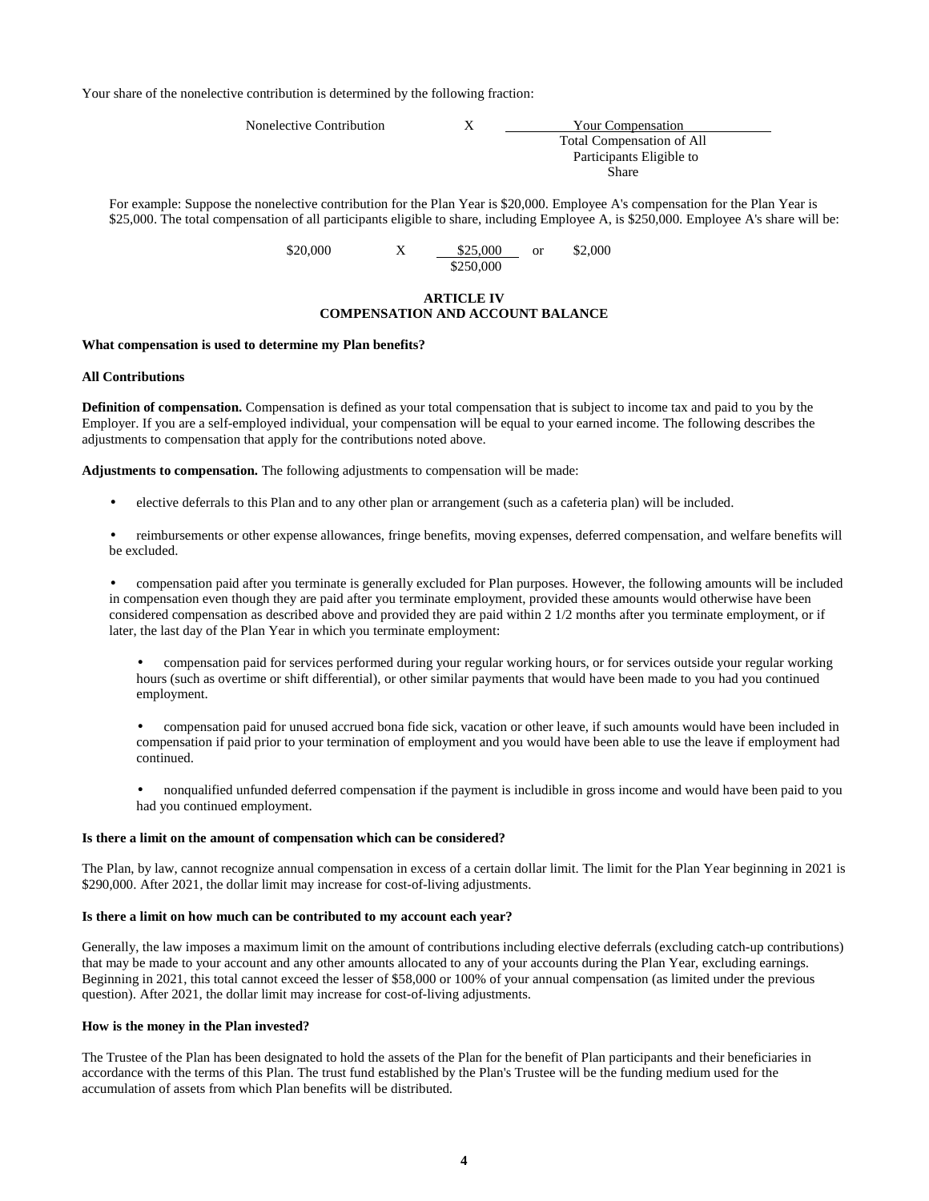Your share of the nonelective contribution is determined by the following fraction:

$$\text{Nonelective Contribution} \times \frac{\text{Your Compensation}}{\text{Total Compensation of All Participants Eligible to Share}}$$

For example: Suppose the nonelective contribution for the Plan Year is $20,000. Employee A's compensation for the Plan Year is $25,000. The total compensation of all participants eligible to share, including Employee A, is $250,000. Employee A's share will be:

$$\$20{,}000 \times \frac{\$25{,}000}{\$250{,}000} \text{ or } \$2{,}000$$

## ARTICLE IV
## COMPENSATION AND ACCOUNT BALANCE

**What compensation is used to determine my Plan benefits?**

**All Contributions**

**Definition of compensation.** Compensation is defined as your total compensation that is subject to income tax and paid to you by the Employer. If you are a self-employed individual, your compensation will be equal to your earned income. The following describes the adjustments to compensation that apply for the contributions noted above.

**Adjustments to compensation.** The following adjustments to compensation will be made:

- elective deferrals to this Plan and to any other plan or arrangement (such as a cafeteria plan) will be included.
- reimbursements or other expense allowances, fringe benefits, moving expenses, deferred compensation, and welfare benefits will be excluded.
- compensation paid after you terminate is generally excluded for Plan purposes. However, the following amounts will be included in compensation even though they are paid after you terminate employment, provided these amounts would otherwise have been considered compensation as described above and provided they are paid within 2 1/2 months after you terminate employment, or if later, the last day of the Plan Year in which you terminate employment:
  - compensation paid for services performed during your regular working hours, or for services outside your regular working hours (such as overtime or shift differential), or other similar payments that would have been made to you had you continued employment.
  - compensation paid for unused accrued bona fide sick, vacation or other leave, if such amounts would have been included in compensation if paid prior to your termination of employment and you would have been able to use the leave if employment had continued.
  - nonqualified unfunded deferred compensation if the payment is includible in gross income and would have been paid to you had you continued employment.

**Is there a limit on the amount of compensation which can be considered?**

The Plan, by law, cannot recognize annual compensation in excess of a certain dollar limit. The limit for the Plan Year beginning in 2021 is $290,000. After 2021, the dollar limit may increase for cost-of-living adjustments.

**Is there a limit on how much can be contributed to my account each year?**

Generally, the law imposes a maximum limit on the amount of contributions including elective deferrals (excluding catch-up contributions) that may be made to your account and any other amounts allocated to any of your accounts during the Plan Year, excluding earnings. Beginning in 2021, this total cannot exceed the lesser of $58,000 or 100% of your annual compensation (as limited under the previous question). After 2021, the dollar limit may increase for cost-of-living adjustments.

**How is the money in the Plan invested?**

The Trustee of the Plan has been designated to hold the assets of the Plan for the benefit of Plan participants and their beneficiaries in accordance with the terms of this Plan. The trust fund established by the Plan's Trustee will be the funding medium used for the accumulation of assets from which Plan benefits will be distributed.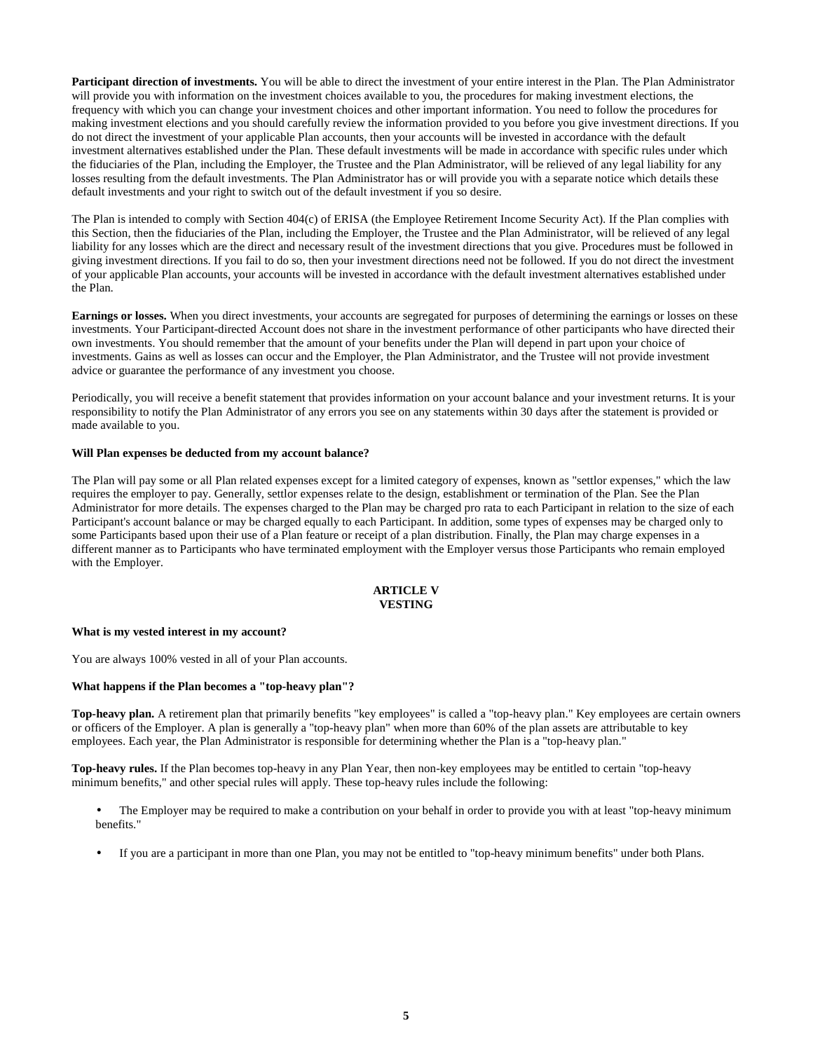**Participant direction of investments.** You will be able to direct the investment of your entire interest in the Plan. The Plan Administrator will provide you with information on the investment choices available to you, the procedures for making investment elections, the frequency with which you can change your investment choices and other important information. You need to follow the procedures for making investment elections and you should carefully review the information provided to you before you give investment directions. If you do not direct the investment of your applicable Plan accounts, then your accounts will be invested in accordance with the default investment alternatives established under the Plan. These default investments will be made in accordance with specific rules under which the fiduciaries of the Plan, including the Employer, the Trustee and the Plan Administrator, will be relieved of any legal liability for any losses resulting from the default investments. The Plan Administrator has or will provide you with a separate notice which details these default investments and your right to switch out of the default investment if you so desire.

The Plan is intended to comply with Section 404(c) of ERISA (the Employee Retirement Income Security Act). If the Plan complies with this Section, then the fiduciaries of the Plan, including the Employer, the Trustee and the Plan Administrator, will be relieved of any legal liability for any losses which are the direct and necessary result of the investment directions that you give. Procedures must be followed in giving investment directions. If you fail to do so, then your investment directions need not be followed. If you do not direct the investment of your applicable Plan accounts, your accounts will be invested in accordance with the default investment alternatives established under the Plan.

**Earnings or losses.** When you direct investments, your accounts are segregated for purposes of determining the earnings or losses on these investments. Your Participant-directed Account does not share in the investment performance of other participants who have directed their own investments. You should remember that the amount of your benefits under the Plan will depend in part upon your choice of investments. Gains as well as losses can occur and the Employer, the Plan Administrator, and the Trustee will not provide investment advice or guarantee the performance of any investment you choose.

Periodically, you will receive a benefit statement that provides information on your account balance and your investment returns. It is your responsibility to notify the Plan Administrator of any errors you see on any statements within 30 days after the statement is provided or made available to you.

**Will Plan expenses be deducted from my account balance?**

The Plan will pay some or all Plan related expenses except for a limited category of expenses, known as "settlor expenses," which the law requires the employer to pay. Generally, settlor expenses relate to the design, establishment or termination of the Plan. See the Plan Administrator for more details. The expenses charged to the Plan may be charged pro rata to each Participant in relation to the size of each Participant's account balance or may be charged equally to each Participant. In addition, some types of expenses may be charged only to some Participants based upon their use of a Plan feature or receipt of a plan distribution. Finally, the Plan may charge expenses in a different manner as to Participants who have terminated employment with the Employer versus those Participants who remain employed with the Employer.

## ARTICLE V
## VESTING

**What is my vested interest in my account?**

You are always 100% vested in all of your Plan accounts.

**What happens if the Plan becomes a "top-heavy plan"?**

**Top-heavy plan.** A retirement plan that primarily benefits "key employees" is called a "top-heavy plan." Key employees are certain owners or officers of the Employer. A plan is generally a "top-heavy plan" when more than 60% of the plan assets are attributable to key employees. Each year, the Plan Administrator is responsible for determining whether the Plan is a "top-heavy plan."

**Top-heavy rules.** If the Plan becomes top-heavy in any Plan Year, then non-key employees may be entitled to certain "top-heavy minimum benefits," and other special rules will apply. These top-heavy rules include the following:

- The Employer may be required to make a contribution on your behalf in order to provide you with at least "top-heavy minimum benefits."
- If you are a participant in more than one Plan, you may not be entitled to "top-heavy minimum benefits" under both Plans.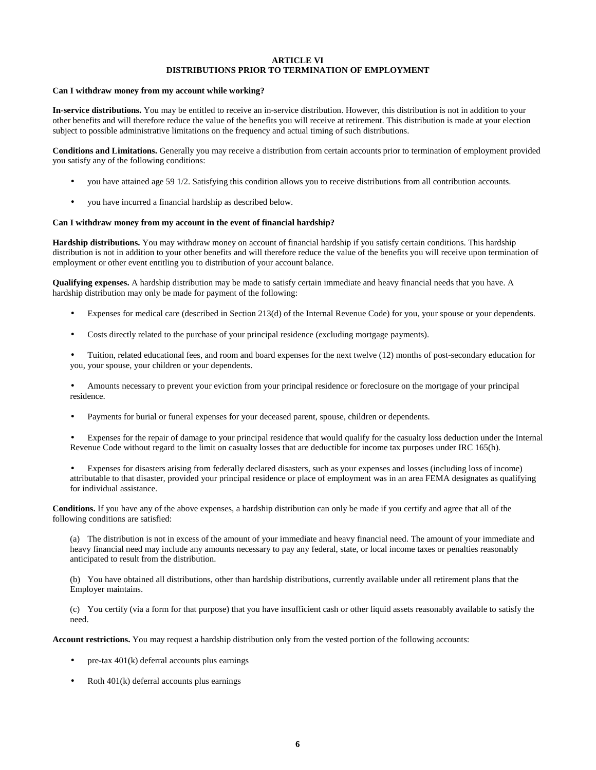## ARTICLE VI
## DISTRIBUTIONS PRIOR TO TERMINATION OF EMPLOYMENT

**Can I withdraw money from my account while working?**

**In-service distributions.** You may be entitled to receive an in-service distribution. However, this distribution is not in addition to your other benefits and will therefore reduce the value of the benefits you will receive at retirement. This distribution is made at your election subject to possible administrative limitations on the frequency and actual timing of such distributions.

**Conditions and Limitations.** Generally you may receive a distribution from certain accounts prior to termination of employment provided you satisfy any of the following conditions:

- you have attained age 59 1/2. Satisfying this condition allows you to receive distributions from all contribution accounts.
- you have incurred a financial hardship as described below.

**Can I withdraw money from my account in the event of financial hardship?**

**Hardship distributions.** You may withdraw money on account of financial hardship if you satisfy certain conditions. This hardship distribution is not in addition to your other benefits and will therefore reduce the value of the benefits you will receive upon termination of employment or other event entitling you to distribution of your account balance.

**Qualifying expenses.** A hardship distribution may be made to satisfy certain immediate and heavy financial needs that you have. A hardship distribution may only be made for payment of the following:

- Expenses for medical care (described in Section 213(d) of the Internal Revenue Code) for you, your spouse or your dependents.
- Costs directly related to the purchase of your principal residence (excluding mortgage payments).
- Tuition, related educational fees, and room and board expenses for the next twelve (12) months of post-secondary education for you, your spouse, your children or your dependents.
- Amounts necessary to prevent your eviction from your principal residence or foreclosure on the mortgage of your principal residence.
- Payments for burial or funeral expenses for your deceased parent, spouse, children or dependents.
- Expenses for the repair of damage to your principal residence that would qualify for the casualty loss deduction under the Internal Revenue Code without regard to the limit on casualty losses that are deductible for income tax purposes under IRC 165(h).
- Expenses for disasters arising from federally declared disasters, such as your expenses and losses (including loss of income) attributable to that disaster, provided your principal residence or place of employment was in an area FEMA designates as qualifying for individual assistance.

**Conditions.** If you have any of the above expenses, a hardship distribution can only be made if you certify and agree that all of the following conditions are satisfied:

(a) The distribution is not in excess of the amount of your immediate and heavy financial need. The amount of your immediate and heavy financial need may include any amounts necessary to pay any federal, state, or local income taxes or penalties reasonably anticipated to result from the distribution.

(b) You have obtained all distributions, other than hardship distributions, currently available under all retirement plans that the Employer maintains.

(c) You certify (via a form for that purpose) that you have insufficient cash or other liquid assets reasonably available to satisfy the need.

**Account restrictions.** You may request a hardship distribution only from the vested portion of the following accounts:

- pre-tax 401(k) deferral accounts plus earnings
- Roth 401(k) deferral accounts plus earnings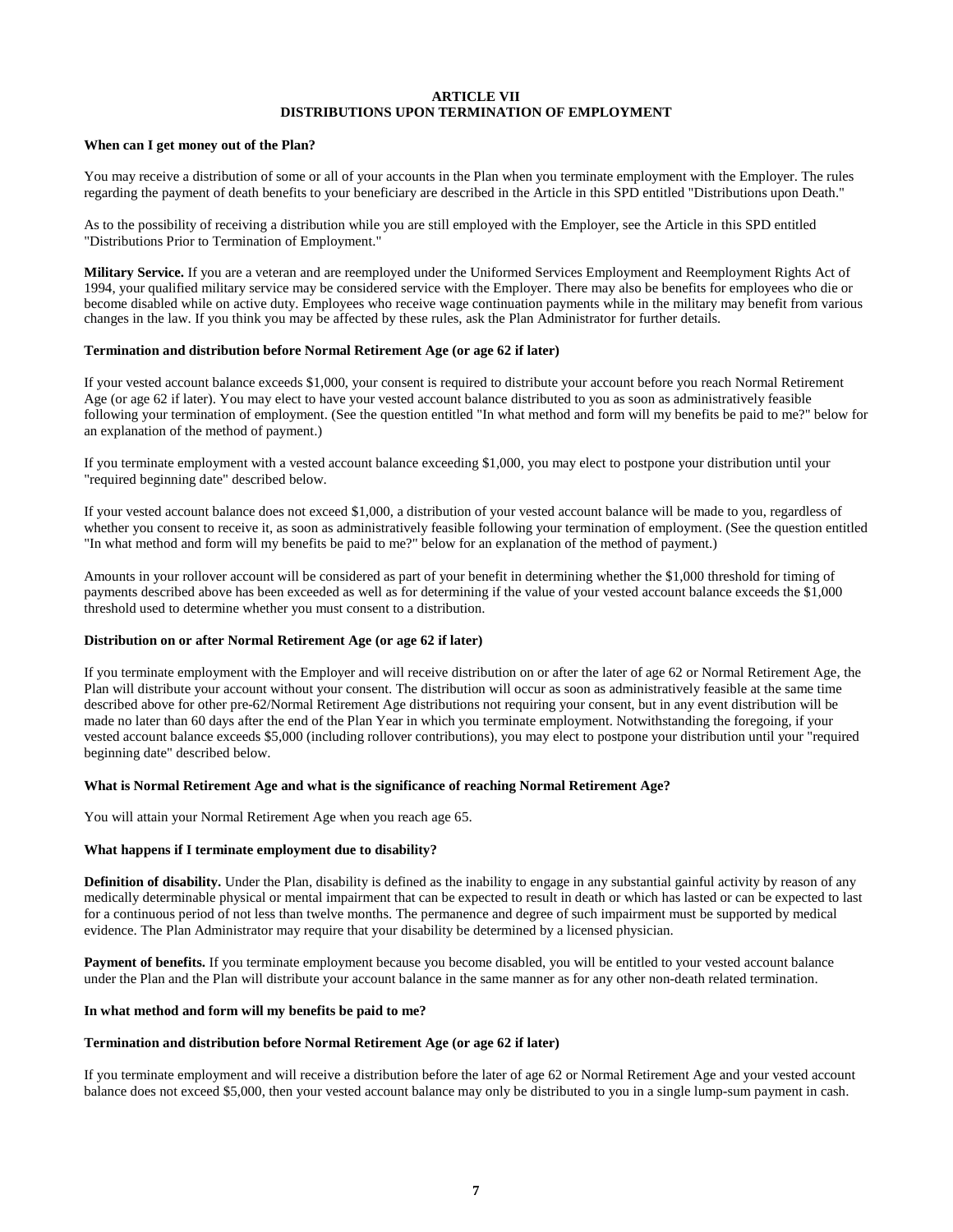# ARTICLE VII
# DISTRIBUTIONS UPON TERMINATION OF EMPLOYMENT

**When can I get money out of the Plan?**

You may receive a distribution of some or all of your accounts in the Plan when you terminate employment with the Employer. The rules regarding the payment of death benefits to your beneficiary are described in the Article in this SPD entitled "Distributions upon Death."

As to the possibility of receiving a distribution while you are still employed with the Employer, see the Article in this SPD entitled "Distributions Prior to Termination of Employment."

**Military Service.** If you are a veteran and are reemployed under the Uniformed Services Employment and Reemployment Rights Act of 1994, your qualified military service may be considered service with the Employer. There may also be benefits for employees who die or become disabled while on active duty. Employees who receive wage continuation payments while in the military may benefit from various changes in the law. If you think you may be affected by these rules, ask the Plan Administrator for further details.

**Termination and distribution before Normal Retirement Age (or age 62 if later)**

If your vested account balance exceeds $1,000, your consent is required to distribute your account before you reach Normal Retirement Age (or age 62 if later). You may elect to have your vested account balance distributed to you as soon as administratively feasible following your termination of employment. (See the question entitled "In what method and form will my benefits be paid to me?" below for an explanation of the method of payment.)

If you terminate employment with a vested account balance exceeding $1,000, you may elect to postpone your distribution until your "required beginning date" described below.

If your vested account balance does not exceed $1,000, a distribution of your vested account balance will be made to you, regardless of whether you consent to receive it, as soon as administratively feasible following your termination of employment. (See the question entitled "In what method and form will my benefits be paid to me?" below for an explanation of the method of payment.)

Amounts in your rollover account will be considered as part of your benefit in determining whether the $1,000 threshold for timing of payments described above has been exceeded as well as for determining if the value of your vested account balance exceeds the $1,000 threshold used to determine whether you must consent to a distribution.

**Distribution on or after Normal Retirement Age (or age 62 if later)**

If you terminate employment with the Employer and will receive distribution on or after the later of age 62 or Normal Retirement Age, the Plan will distribute your account without your consent. The distribution will occur as soon as administratively feasible at the same time described above for other pre-62/Normal Retirement Age distributions not requiring your consent, but in any event distribution will be made no later than 60 days after the end of the Plan Year in which you terminate employment. Notwithstanding the foregoing, if your vested account balance exceeds $5,000 (including rollover contributions), you may elect to postpone your distribution until your "required beginning date" described below.

**What is Normal Retirement Age and what is the significance of reaching Normal Retirement Age?**

You will attain your Normal Retirement Age when you reach age 65.

**What happens if I terminate employment due to disability?**

**Definition of disability.** Under the Plan, disability is defined as the inability to engage in any substantial gainful activity by reason of any medically determinable physical or mental impairment that can be expected to result in death or which has lasted or can be expected to last for a continuous period of not less than twelve months. The permanence and degree of such impairment must be supported by medical evidence. The Plan Administrator may require that your disability be determined by a licensed physician.

**Payment of benefits.** If you terminate employment because you become disabled, you will be entitled to your vested account balance under the Plan and the Plan will distribute your account balance in the same manner as for any other non-death related termination.

**In what method and form will my benefits be paid to me?**

**Termination and distribution before Normal Retirement Age (or age 62 if later)**

If you terminate employment and will receive a distribution before the later of age 62 or Normal Retirement Age and your vested account balance does not exceed $5,000, then your vested account balance may only be distributed to you in a single lump-sum payment in cash.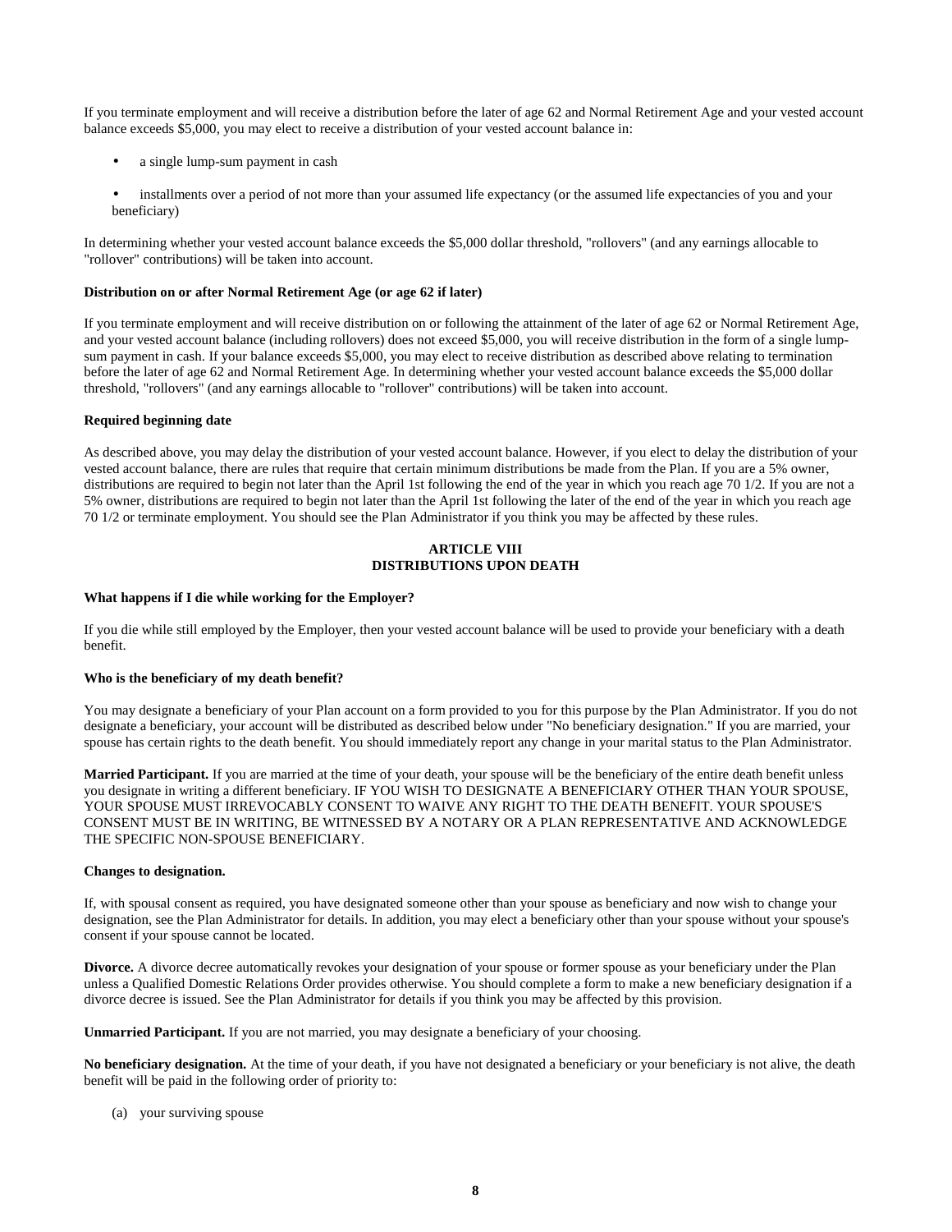If you terminate employment and will receive a distribution before the later of age 62 and Normal Retirement Age and your vested account balance exceeds $5,000, you may elect to receive a distribution of your vested account balance in:

- a single lump-sum payment in cash
- installments over a period of not more than your assumed life expectancy (or the assumed life expectancies of you and your beneficiary)

In determining whether your vested account balance exceeds the $5,000 dollar threshold, "rollovers" (and any earnings allocable to "rollover" contributions) will be taken into account.

**Distribution on or after Normal Retirement Age (or age 62 if later)**

If you terminate employment and will receive distribution on or following the attainment of the later of age 62 or Normal Retirement Age, and your vested account balance (including rollovers) does not exceed $5,000, you will receive distribution in the form of a single lump-sum payment in cash. If your balance exceeds $5,000, you may elect to receive distribution as described above relating to termination before the later of age 62 and Normal Retirement Age. In determining whether your vested account balance exceeds the $5,000 dollar threshold, "rollovers" (and any earnings allocable to "rollover" contributions) will be taken into account.

**Required beginning date**

As described above, you may delay the distribution of your vested account balance. However, if you elect to delay the distribution of your vested account balance, there are rules that require that certain minimum distributions be made from the Plan. If you are a 5% owner, distributions are required to begin not later than the April 1st following the end of the year in which you reach age 70 1/2. If you are not a 5% owner, distributions are required to begin not later than the April 1st following the later of the end of the year in which you reach age 70 1/2 or terminate employment. You should see the Plan Administrator if you think you may be affected by these rules.

## ARTICLE VIII
## DISTRIBUTIONS UPON DEATH

**What happens if I die while working for the Employer?**

If you die while still employed by the Employer, then your vested account balance will be used to provide your beneficiary with a death benefit.

**Who is the beneficiary of my death benefit?**

You may designate a beneficiary of your Plan account on a form provided to you for this purpose by the Plan Administrator. If you do not designate a beneficiary, your account will be distributed as described below under "No beneficiary designation." If you are married, your spouse has certain rights to the death benefit. You should immediately report any change in your marital status to the Plan Administrator.

**Married Participant.** If you are married at the time of your death, your spouse will be the beneficiary of the entire death benefit unless you designate in writing a different beneficiary. IF YOU WISH TO DESIGNATE A BENEFICIARY OTHER THAN YOUR SPOUSE, YOUR SPOUSE MUST IRREVOCABLY CONSENT TO WAIVE ANY RIGHT TO THE DEATH BENEFIT. YOUR SPOUSE'S CONSENT MUST BE IN WRITING, BE WITNESSED BY A NOTARY OR A PLAN REPRESENTATIVE AND ACKNOWLEDGE THE SPECIFIC NON-SPOUSE BENEFICIARY.

**Changes to designation.**

If, with spousal consent as required, you have designated someone other than your spouse as beneficiary and now wish to change your designation, see the Plan Administrator for details. In addition, you may elect a beneficiary other than your spouse without your spouse's consent if your spouse cannot be located.

**Divorce.** A divorce decree automatically revokes your designation of your spouse or former spouse as your beneficiary under the Plan unless a Qualified Domestic Relations Order provides otherwise. You should complete a form to make a new beneficiary designation if a divorce decree is issued. See the Plan Administrator for details if you think you may be affected by this provision.

**Unmarried Participant.** If you are not married, you may designate a beneficiary of your choosing.

**No beneficiary designation.** At the time of your death, if you have not designated a beneficiary or your beneficiary is not alive, the death benefit will be paid in the following order of priority to:

(a) your surviving spouse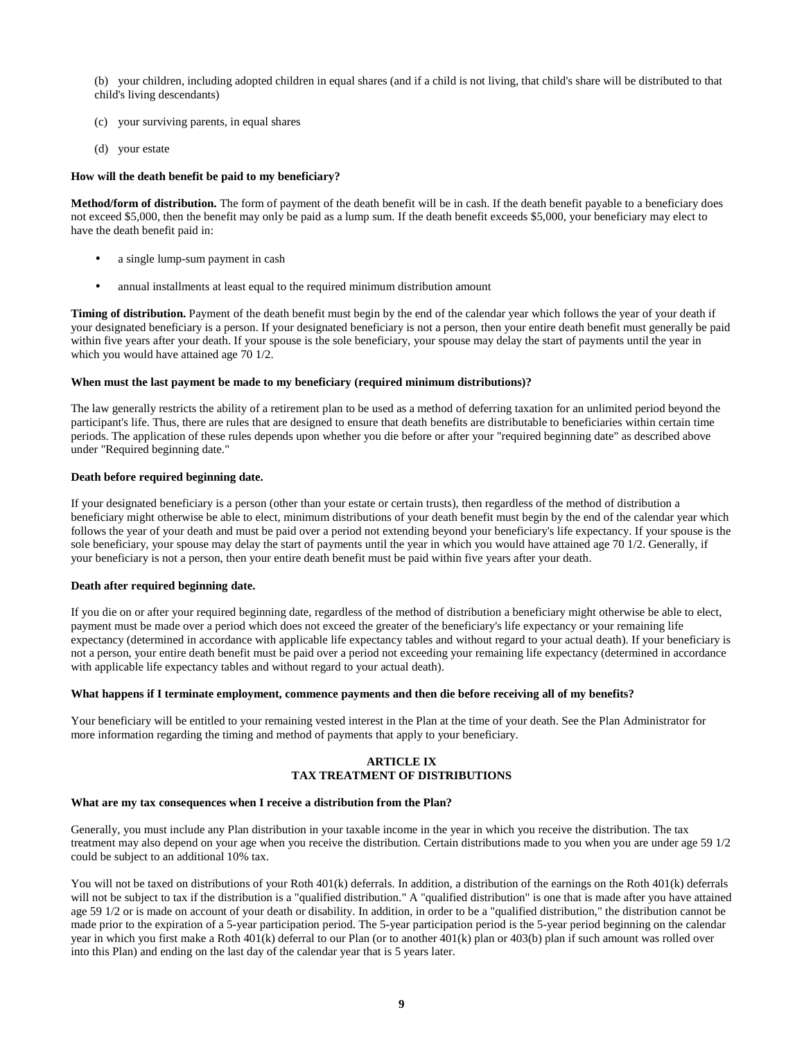(b) your children, including adopted children in equal shares (and if a child is not living, that child's share will be distributed to that child's living descendants)

(c) your surviving parents, in equal shares

(d) your estate

**How will the death benefit be paid to my beneficiary?**

**Method/form of distribution.** The form of payment of the death benefit will be in cash. If the death benefit payable to a beneficiary does not exceed $5,000, then the benefit may only be paid as a lump sum. If the death benefit exceeds $5,000, your beneficiary may elect to have the death benefit paid in:

- a single lump-sum payment in cash
- annual installments at least equal to the required minimum distribution amount

**Timing of distribution.** Payment of the death benefit must begin by the end of the calendar year which follows the year of your death if your designated beneficiary is a person. If your designated beneficiary is not a person, then your entire death benefit must generally be paid within five years after your death. If your spouse is the sole beneficiary, your spouse may delay the start of payments until the year in which you would have attained age 70 1/2.

**When must the last payment be made to my beneficiary (required minimum distributions)?**

The law generally restricts the ability of a retirement plan to be used as a method of deferring taxation for an unlimited period beyond the participant's life. Thus, there are rules that are designed to ensure that death benefits are distributable to beneficiaries within certain time periods. The application of these rules depends upon whether you die before or after your "required beginning date" as described above under "Required beginning date."

**Death before required beginning date.**

If your designated beneficiary is a person (other than your estate or certain trusts), then regardless of the method of distribution a beneficiary might otherwise be able to elect, minimum distributions of your death benefit must begin by the end of the calendar year which follows the year of your death and must be paid over a period not extending beyond your beneficiary's life expectancy. If your spouse is the sole beneficiary, your spouse may delay the start of payments until the year in which you would have attained age 70 1/2. Generally, if your beneficiary is not a person, then your entire death benefit must be paid within five years after your death.

**Death after required beginning date.**

If you die on or after your required beginning date, regardless of the method of distribution a beneficiary might otherwise be able to elect, payment must be made over a period which does not exceed the greater of the beneficiary's life expectancy or your remaining life expectancy (determined in accordance with applicable life expectancy tables and without regard to your actual death). If your beneficiary is not a person, your entire death benefit must be paid over a period not exceeding your remaining life expectancy (determined in accordance with applicable life expectancy tables and without regard to your actual death).

**What happens if I terminate employment, commence payments and then die before receiving all of my benefits?**

Your beneficiary will be entitled to your remaining vested interest in the Plan at the time of your death. See the Plan Administrator for more information regarding the timing and method of payments that apply to your beneficiary.

## ARTICLE IX
## TAX TREATMENT OF DISTRIBUTIONS

**What are my tax consequences when I receive a distribution from the Plan?**

Generally, you must include any Plan distribution in your taxable income in the year in which you receive the distribution. The tax treatment may also depend on your age when you receive the distribution. Certain distributions made to you when you are under age 59 1/2 could be subject to an additional 10% tax.

You will not be taxed on distributions of your Roth 401(k) deferrals. In addition, a distribution of the earnings on the Roth 401(k) deferrals will not be subject to tax if the distribution is a "qualified distribution." A "qualified distribution" is one that is made after you have attained age 59 1/2 or is made on account of your death or disability. In addition, in order to be a "qualified distribution," the distribution cannot be made prior to the expiration of a 5-year participation period. The 5-year participation period is the 5-year period beginning on the calendar year in which you first make a Roth 401(k) deferral to our Plan (or to another 401(k) plan or 403(b) plan if such amount was rolled over into this Plan) and ending on the last day of the calendar year that is 5 years later.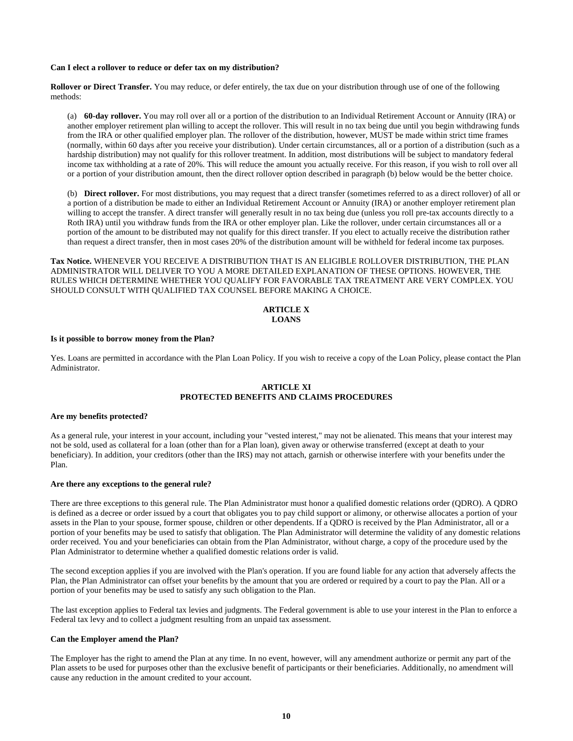**Can I elect a rollover to reduce or defer tax on my distribution?**

**Rollover or Direct Transfer.** You may reduce, or defer entirely, the tax due on your distribution through use of one of the following methods:

(a) **60-day rollover.** You may roll over all or a portion of the distribution to an Individual Retirement Account or Annuity (IRA) or another employer retirement plan willing to accept the rollover. This will result in no tax being due until you begin withdrawing funds from the IRA or other qualified employer plan. The rollover of the distribution, however, MUST be made within strict time frames (normally, within 60 days after you receive your distribution). Under certain circumstances, all or a portion of a distribution (such as a hardship distribution) may not qualify for this rollover treatment. In addition, most distributions will be subject to mandatory federal income tax withholding at a rate of 20%. This will reduce the amount you actually receive. For this reason, if you wish to roll over all or a portion of your distribution amount, then the direct rollover option described in paragraph (b) below would be the better choice.

(b) **Direct rollover.** For most distributions, you may request that a direct transfer (sometimes referred to as a direct rollover) of all or a portion of a distribution be made to either an Individual Retirement Account or Annuity (IRA) or another employer retirement plan willing to accept the transfer. A direct transfer will generally result in no tax being due (unless you roll pre-tax accounts directly to a Roth IRA) until you withdraw funds from the IRA or other employer plan. Like the rollover, under certain circumstances all or a portion of the amount to be distributed may not qualify for this direct transfer. If you elect to actually receive the distribution rather than request a direct transfer, then in most cases 20% of the distribution amount will be withheld for federal income tax purposes.

**Tax Notice.** WHENEVER YOU RECEIVE A DISTRIBUTION THAT IS AN ELIGIBLE ROLLOVER DISTRIBUTION, THE PLAN ADMINISTRATOR WILL DELIVER TO YOU A MORE DETAILED EXPLANATION OF THESE OPTIONS. HOWEVER, THE RULES WHICH DETERMINE WHETHER YOU QUALIFY FOR FAVORABLE TAX TREATMENT ARE VERY COMPLEX. YOU SHOULD CONSULT WITH QUALIFIED TAX COUNSEL BEFORE MAKING A CHOICE.

## ARTICLE X
## LOANS

**Is it possible to borrow money from the Plan?**

Yes. Loans are permitted in accordance with the Plan Loan Policy. If you wish to receive a copy of the Loan Policy, please contact the Plan Administrator.

## ARTICLE XI
## PROTECTED BENEFITS AND CLAIMS PROCEDURES

**Are my benefits protected?**

As a general rule, your interest in your account, including your "vested interest," may not be alienated. This means that your interest may not be sold, used as collateral for a loan (other than for a Plan loan), given away or otherwise transferred (except at death to your beneficiary). In addition, your creditors (other than the IRS) may not attach, garnish or otherwise interfere with your benefits under the Plan.

**Are there any exceptions to the general rule?**

There are three exceptions to this general rule. The Plan Administrator must honor a qualified domestic relations order (QDRO). A QDRO is defined as a decree or order issued by a court that obligates you to pay child support or alimony, or otherwise allocates a portion of your assets in the Plan to your spouse, former spouse, children or other dependents. If a QDRO is received by the Plan Administrator, all or a portion of your benefits may be used to satisfy that obligation. The Plan Administrator will determine the validity of any domestic relations order received. You and your beneficiaries can obtain from the Plan Administrator, without charge, a copy of the procedure used by the Plan Administrator to determine whether a qualified domestic relations order is valid.

The second exception applies if you are involved with the Plan's operation. If you are found liable for any action that adversely affects the Plan, the Plan Administrator can offset your benefits by the amount that you are ordered or required by a court to pay the Plan. All or a portion of your benefits may be used to satisfy any such obligation to the Plan.

The last exception applies to Federal tax levies and judgments. The Federal government is able to use your interest in the Plan to enforce a Federal tax levy and to collect a judgment resulting from an unpaid tax assessment.

**Can the Employer amend the Plan?**

The Employer has the right to amend the Plan at any time. In no event, however, will any amendment authorize or permit any part of the Plan assets to be used for purposes other than the exclusive benefit of participants or their beneficiaries. Additionally, no amendment will cause any reduction in the amount credited to your account.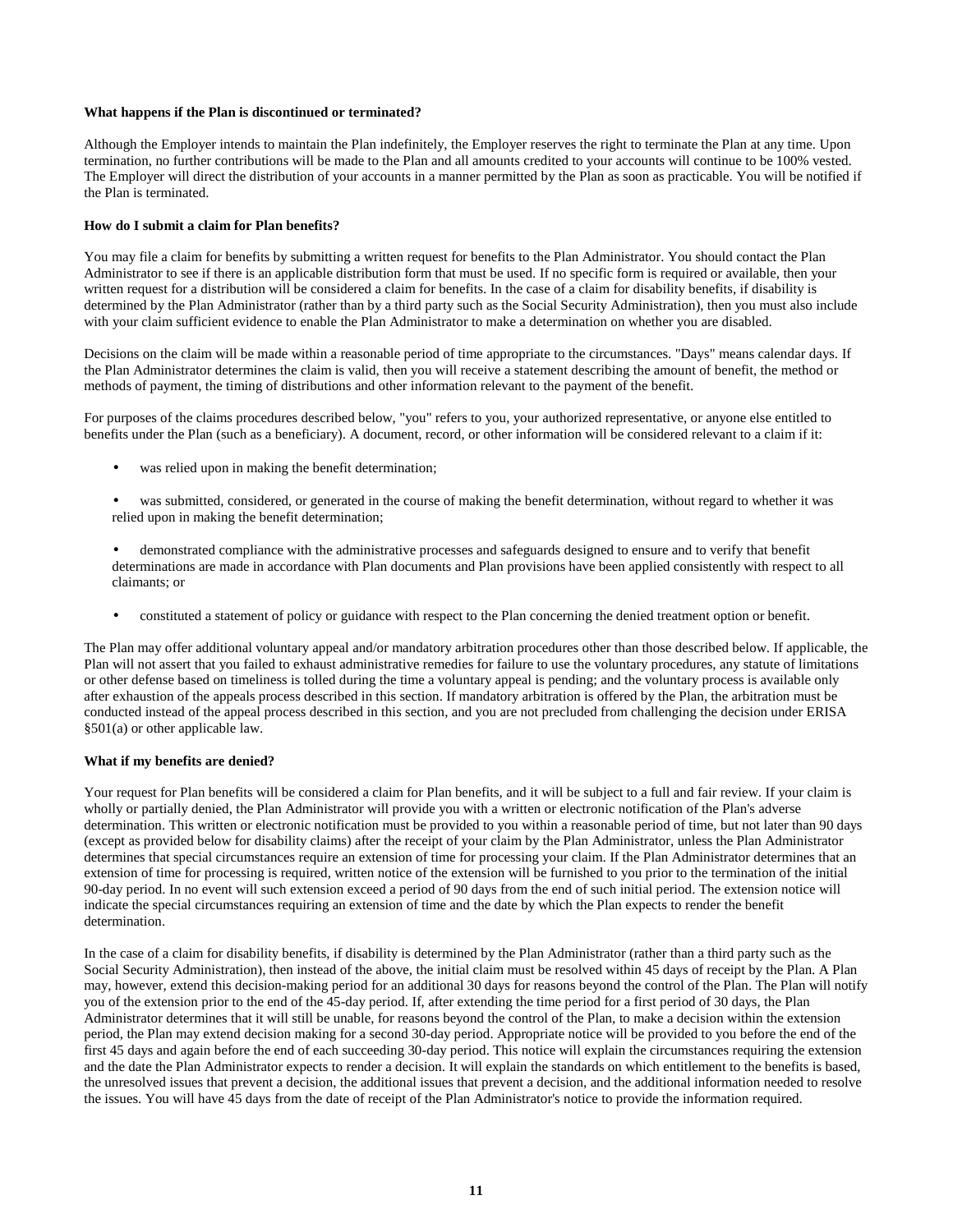**What happens if the Plan is discontinued or terminated?**

Although the Employer intends to maintain the Plan indefinitely, the Employer reserves the right to terminate the Plan at any time. Upon termination, no further contributions will be made to the Plan and all amounts credited to your accounts will continue to be 100% vested. The Employer will direct the distribution of your accounts in a manner permitted by the Plan as soon as practicable. You will be notified if the Plan is terminated.

**How do I submit a claim for Plan benefits?**

You may file a claim for benefits by submitting a written request for benefits to the Plan Administrator. You should contact the Plan Administrator to see if there is an applicable distribution form that must be used. If no specific form is required or available, then your written request for a distribution will be considered a claim for benefits. In the case of a claim for disability benefits, if disability is determined by the Plan Administrator (rather than by a third party such as the Social Security Administration), then you must also include with your claim sufficient evidence to enable the Plan Administrator to make a determination on whether you are disabled.

Decisions on the claim will be made within a reasonable period of time appropriate to the circumstances. "Days" means calendar days. If the Plan Administrator determines the claim is valid, then you will receive a statement describing the amount of benefit, the method or methods of payment, the timing of distributions and other information relevant to the payment of the benefit.

For purposes of the claims procedures described below, "you" refers to you, your authorized representative, or anyone else entitled to benefits under the Plan (such as a beneficiary). A document, record, or other information will be considered relevant to a claim if it:

- was relied upon in making the benefit determination;
- was submitted, considered, or generated in the course of making the benefit determination, without regard to whether it was relied upon in making the benefit determination;
- demonstrated compliance with the administrative processes and safeguards designed to ensure and to verify that benefit determinations are made in accordance with Plan documents and Plan provisions have been applied consistently with respect to all claimants; or
- constituted a statement of policy or guidance with respect to the Plan concerning the denied treatment option or benefit.

The Plan may offer additional voluntary appeal and/or mandatory arbitration procedures other than those described below. If applicable, the Plan will not assert that you failed to exhaust administrative remedies for failure to use the voluntary procedures, any statute of limitations or other defense based on timeliness is tolled during the time a voluntary appeal is pending; and the voluntary process is available only after exhaustion of the appeals process described in this section. If mandatory arbitration is offered by the Plan, the arbitration must be conducted instead of the appeal process described in this section, and you are not precluded from challenging the decision under ERISA §501(a) or other applicable law.

**What if my benefits are denied?**

Your request for Plan benefits will be considered a claim for Plan benefits, and it will be subject to a full and fair review. If your claim is wholly or partially denied, the Plan Administrator will provide you with a written or electronic notification of the Plan's adverse determination. This written or electronic notification must be provided to you within a reasonable period of time, but not later than 90 days (except as provided below for disability claims) after the receipt of your claim by the Plan Administrator, unless the Plan Administrator determines that special circumstances require an extension of time for processing your claim. If the Plan Administrator determines that an extension of time for processing is required, written notice of the extension will be furnished to you prior to the termination of the initial 90-day period. In no event will such extension exceed a period of 90 days from the end of such initial period. The extension notice will indicate the special circumstances requiring an extension of time and the date by which the Plan expects to render the benefit determination.

In the case of a claim for disability benefits, if disability is determined by the Plan Administrator (rather than a third party such as the Social Security Administration), then instead of the above, the initial claim must be resolved within 45 days of receipt by the Plan. A Plan may, however, extend this decision-making period for an additional 30 days for reasons beyond the control of the Plan. The Plan will notify you of the extension prior to the end of the 45-day period. If, after extending the time period for a first period of 30 days, the Plan Administrator determines that it will still be unable, for reasons beyond the control of the Plan, to make a decision within the extension period, the Plan may extend decision making for a second 30-day period. Appropriate notice will be provided to you before the end of the first 45 days and again before the end of each succeeding 30-day period. This notice will explain the circumstances requiring the extension and the date the Plan Administrator expects to render a decision. It will explain the standards on which entitlement to the benefits is based, the unresolved issues that prevent a decision, the additional issues that prevent a decision, and the additional information needed to resolve the issues. You will have 45 days from the date of receipt of the Plan Administrator's notice to provide the information required.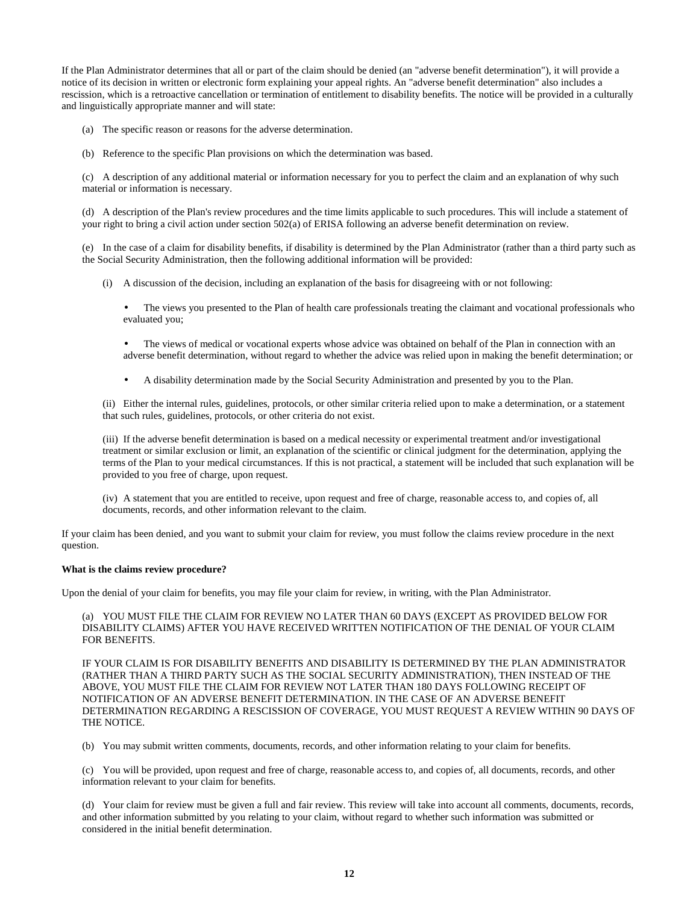If the Plan Administrator determines that all or part of the claim should be denied (an "adverse benefit determination"), it will provide a notice of its decision in written or electronic form explaining your appeal rights. An "adverse benefit determination" also includes a rescission, which is a retroactive cancellation or termination of entitlement to disability benefits. The notice will be provided in a culturally and linguistically appropriate manner and will state:

(a) The specific reason or reasons for the adverse determination.

(b) Reference to the specific Plan provisions on which the determination was based.

(c) A description of any additional material or information necessary for you to perfect the claim and an explanation of why such material or information is necessary.

(d) A description of the Plan's review procedures and the time limits applicable to such procedures. This will include a statement of your right to bring a civil action under section 502(a) of ERISA following an adverse benefit determination on review.

(e) In the case of a claim for disability benefits, if disability is determined by the Plan Administrator (rather than a third party such as the Social Security Administration, then the following additional information will be provided:

(i) A discussion of the decision, including an explanation of the basis for disagreeing with or not following:

- The views you presented to the Plan of health care professionals treating the claimant and vocational professionals who evaluated you;
- The views of medical or vocational experts whose advice was obtained on behalf of the Plan in connection with an adverse benefit determination, without regard to whether the advice was relied upon in making the benefit determination; or
- A disability determination made by the Social Security Administration and presented by you to the Plan.

(ii) Either the internal rules, guidelines, protocols, or other similar criteria relied upon to make a determination, or a statement that such rules, guidelines, protocols, or other criteria do not exist.

(iii) If the adverse benefit determination is based on a medical necessity or experimental treatment and/or investigational treatment or similar exclusion or limit, an explanation of the scientific or clinical judgment for the determination, applying the terms of the Plan to your medical circumstances. If this is not practical, a statement will be included that such explanation will be provided to you free of charge, upon request.

(iv) A statement that you are entitled to receive, upon request and free of charge, reasonable access to, and copies of, all documents, records, and other information relevant to the claim.

If your claim has been denied, and you want to submit your claim for review, you must follow the claims review procedure in the next question.

**What is the claims review procedure?**

Upon the denial of your claim for benefits, you may file your claim for review, in writing, with the Plan Administrator.

(a) YOU MUST FILE THE CLAIM FOR REVIEW NO LATER THAN 60 DAYS (EXCEPT AS PROVIDED BELOW FOR DISABILITY CLAIMS) AFTER YOU HAVE RECEIVED WRITTEN NOTIFICATION OF THE DENIAL OF YOUR CLAIM FOR BENEFITS.

IF YOUR CLAIM IS FOR DISABILITY BENEFITS AND DISABILITY IS DETERMINED BY THE PLAN ADMINISTRATOR (RATHER THAN A THIRD PARTY SUCH AS THE SOCIAL SECURITY ADMINISTRATION), THEN INSTEAD OF THE ABOVE, YOU MUST FILE THE CLAIM FOR REVIEW NOT LATER THAN 180 DAYS FOLLOWING RECEIPT OF NOTIFICATION OF AN ADVERSE BENEFIT DETERMINATION. IN THE CASE OF AN ADVERSE BENEFIT DETERMINATION REGARDING A RESCISSION OF COVERAGE, YOU MUST REQUEST A REVIEW WITHIN 90 DAYS OF THE NOTICE.

(b) You may submit written comments, documents, records, and other information relating to your claim for benefits.

(c) You will be provided, upon request and free of charge, reasonable access to, and copies of, all documents, records, and other information relevant to your claim for benefits.

(d) Your claim for review must be given a full and fair review. This review will take into account all comments, documents, records, and other information submitted by you relating to your claim, without regard to whether such information was submitted or considered in the initial benefit determination.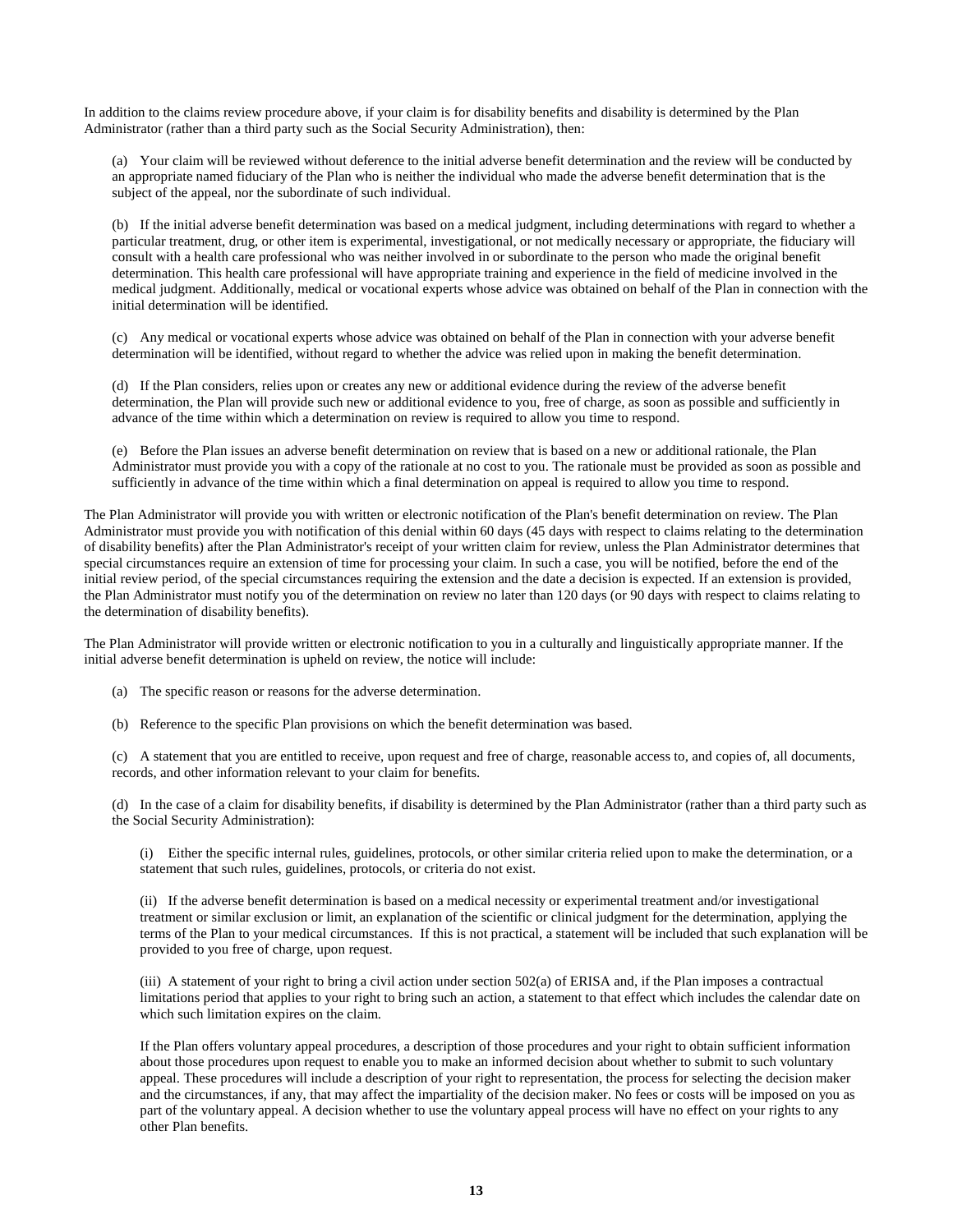In addition to the claims review procedure above, if your claim is for disability benefits and disability is determined by the Plan Administrator (rather than a third party such as the Social Security Administration), then:

(a) Your claim will be reviewed without deference to the initial adverse benefit determination and the review will be conducted by an appropriate named fiduciary of the Plan who is neither the individual who made the adverse benefit determination that is the subject of the appeal, nor the subordinate of such individual.

(b) If the initial adverse benefit determination was based on a medical judgment, including determinations with regard to whether a particular treatment, drug, or other item is experimental, investigational, or not medically necessary or appropriate, the fiduciary will consult with a health care professional who was neither involved in or subordinate to the person who made the original benefit determination. This health care professional will have appropriate training and experience in the field of medicine involved in the medical judgment. Additionally, medical or vocational experts whose advice was obtained on behalf of the Plan in connection with the initial determination will be identified.

(c) Any medical or vocational experts whose advice was obtained on behalf of the Plan in connection with your adverse benefit determination will be identified, without regard to whether the advice was relied upon in making the benefit determination.

(d) If the Plan considers, relies upon or creates any new or additional evidence during the review of the adverse benefit determination, the Plan will provide such new or additional evidence to you, free of charge, as soon as possible and sufficiently in advance of the time within which a determination on review is required to allow you time to respond.

(e) Before the Plan issues an adverse benefit determination on review that is based on a new or additional rationale, the Plan Administrator must provide you with a copy of the rationale at no cost to you. The rationale must be provided as soon as possible and sufficiently in advance of the time within which a final determination on appeal is required to allow you time to respond.

The Plan Administrator will provide you with written or electronic notification of the Plan's benefit determination on review. The Plan Administrator must provide you with notification of this denial within 60 days (45 days with respect to claims relating to the determination of disability benefits) after the Plan Administrator's receipt of your written claim for review, unless the Plan Administrator determines that special circumstances require an extension of time for processing your claim. In such a case, you will be notified, before the end of the initial review period, of the special circumstances requiring the extension and the date a decision is expected. If an extension is provided, the Plan Administrator must notify you of the determination on review no later than 120 days (or 90 days with respect to claims relating to the determination of disability benefits).

The Plan Administrator will provide written or electronic notification to you in a culturally and linguistically appropriate manner. If the initial adverse benefit determination is upheld on review, the notice will include:

(a) The specific reason or reasons for the adverse determination.

(b) Reference to the specific Plan provisions on which the benefit determination was based.

(c) A statement that you are entitled to receive, upon request and free of charge, reasonable access to, and copies of, all documents, records, and other information relevant to your claim for benefits.

(d) In the case of a claim for disability benefits, if disability is determined by the Plan Administrator (rather than a third party such as the Social Security Administration):

(i) Either the specific internal rules, guidelines, protocols, or other similar criteria relied upon to make the determination, or a statement that such rules, guidelines, protocols, or criteria do not exist.

(ii) If the adverse benefit determination is based on a medical necessity or experimental treatment and/or investigational treatment or similar exclusion or limit, an explanation of the scientific or clinical judgment for the determination, applying the terms of the Plan to your medical circumstances. If this is not practical, a statement will be included that such explanation will be provided to you free of charge, upon request.

(iii) A statement of your right to bring a civil action under section 502(a) of ERISA and, if the Plan imposes a contractual limitations period that applies to your right to bring such an action, a statement to that effect which includes the calendar date on which such limitation expires on the claim.

If the Plan offers voluntary appeal procedures, a description of those procedures and your right to obtain sufficient information about those procedures upon request to enable you to make an informed decision about whether to submit to such voluntary appeal. These procedures will include a description of your right to representation, the process for selecting the decision maker and the circumstances, if any, that may affect the impartiality of the decision maker. No fees or costs will be imposed on you as part of the voluntary appeal. A decision whether to use the voluntary appeal process will have no effect on your rights to any other Plan benefits.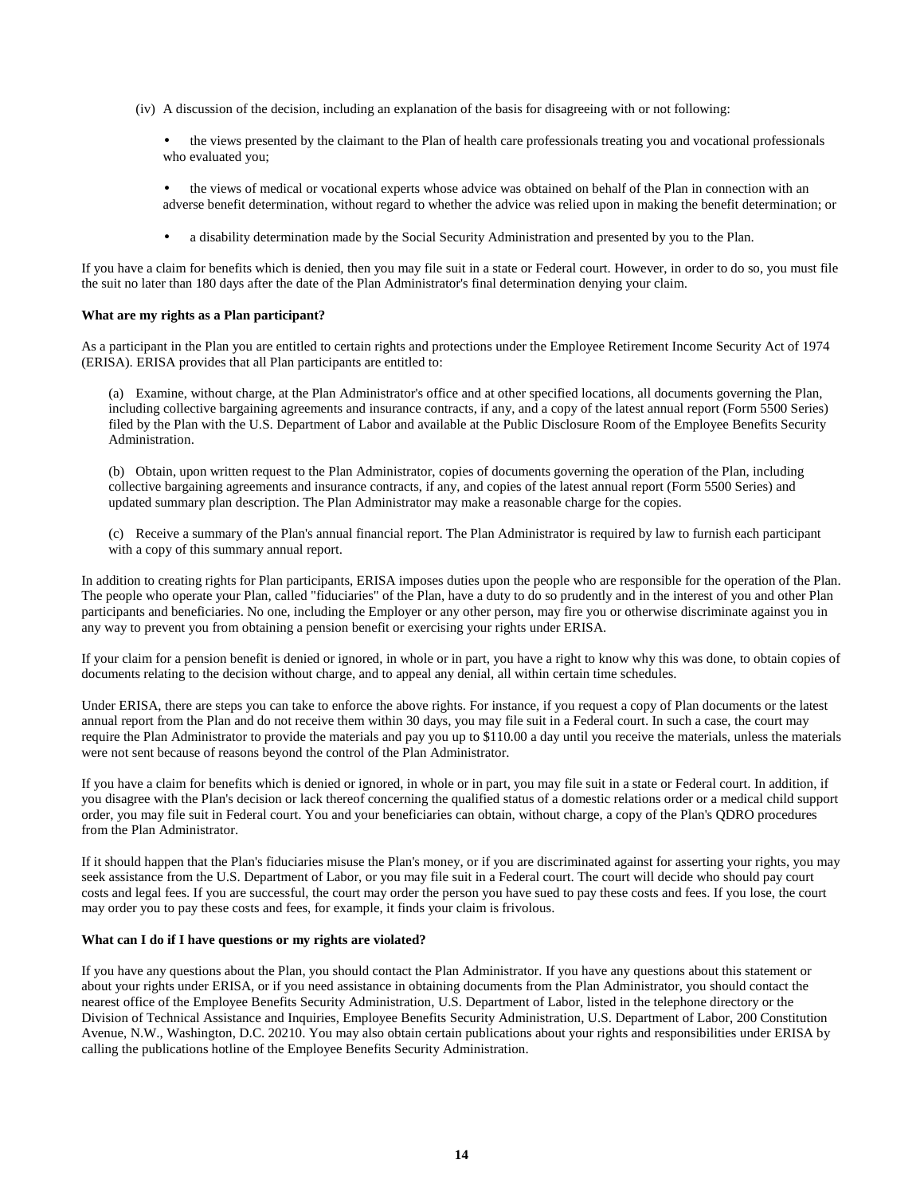(iv) A discussion of the decision, including an explanation of the basis for disagreeing with or not following:

- the views presented by the claimant to the Plan of health care professionals treating you and vocational professionals who evaluated you;
- the views of medical or vocational experts whose advice was obtained on behalf of the Plan in connection with an adverse benefit determination, without regard to whether the advice was relied upon in making the benefit determination; or
- a disability determination made by the Social Security Administration and presented by you to the Plan.

If you have a claim for benefits which is denied, then you may file suit in a state or Federal court. However, in order to do so, you must file the suit no later than 180 days after the date of the Plan Administrator's final determination denying your claim.

**What are my rights as a Plan participant?**

As a participant in the Plan you are entitled to certain rights and protections under the Employee Retirement Income Security Act of 1974 (ERISA). ERISA provides that all Plan participants are entitled to:

(a) Examine, without charge, at the Plan Administrator's office and at other specified locations, all documents governing the Plan, including collective bargaining agreements and insurance contracts, if any, and a copy of the latest annual report (Form 5500 Series) filed by the Plan with the U.S. Department of Labor and available at the Public Disclosure Room of the Employee Benefits Security Administration.

(b) Obtain, upon written request to the Plan Administrator, copies of documents governing the operation of the Plan, including collective bargaining agreements and insurance contracts, if any, and copies of the latest annual report (Form 5500 Series) and updated summary plan description. The Plan Administrator may make a reasonable charge for the copies.

(c) Receive a summary of the Plan's annual financial report. The Plan Administrator is required by law to furnish each participant with a copy of this summary annual report.

In addition to creating rights for Plan participants, ERISA imposes duties upon the people who are responsible for the operation of the Plan. The people who operate your Plan, called "fiduciaries" of the Plan, have a duty to do so prudently and in the interest of you and other Plan participants and beneficiaries. No one, including the Employer or any other person, may fire you or otherwise discriminate against you in any way to prevent you from obtaining a pension benefit or exercising your rights under ERISA.

If your claim for a pension benefit is denied or ignored, in whole or in part, you have a right to know why this was done, to obtain copies of documents relating to the decision without charge, and to appeal any denial, all within certain time schedules.

Under ERISA, there are steps you can take to enforce the above rights. For instance, if you request a copy of Plan documents or the latest annual report from the Plan and do not receive them within 30 days, you may file suit in a Federal court. In such a case, the court may require the Plan Administrator to provide the materials and pay you up to $110.00 a day until you receive the materials, unless the materials were not sent because of reasons beyond the control of the Plan Administrator.

If you have a claim for benefits which is denied or ignored, in whole or in part, you may file suit in a state or Federal court. In addition, if you disagree with the Plan's decision or lack thereof concerning the qualified status of a domestic relations order or a medical child support order, you may file suit in Federal court. You and your beneficiaries can obtain, without charge, a copy of the Plan's QDRO procedures from the Plan Administrator.

If it should happen that the Plan's fiduciaries misuse the Plan's money, or if you are discriminated against for asserting your rights, you may seek assistance from the U.S. Department of Labor, or you may file suit in a Federal court. The court will decide who should pay court costs and legal fees. If you are successful, the court may order the person you have sued to pay these costs and fees. If you lose, the court may order you to pay these costs and fees, for example, it finds your claim is frivolous.

**What can I do if I have questions or my rights are violated?**

If you have any questions about the Plan, you should contact the Plan Administrator. If you have any questions about this statement or about your rights under ERISA, or if you need assistance in obtaining documents from the Plan Administrator, you should contact the nearest office of the Employee Benefits Security Administration, U.S. Department of Labor, listed in the telephone directory or the Division of Technical Assistance and Inquiries, Employee Benefits Security Administration, U.S. Department of Labor, 200 Constitution Avenue, N.W., Washington, D.C. 20210. You may also obtain certain publications about your rights and responsibilities under ERISA by calling the publications hotline of the Employee Benefits Security Administration.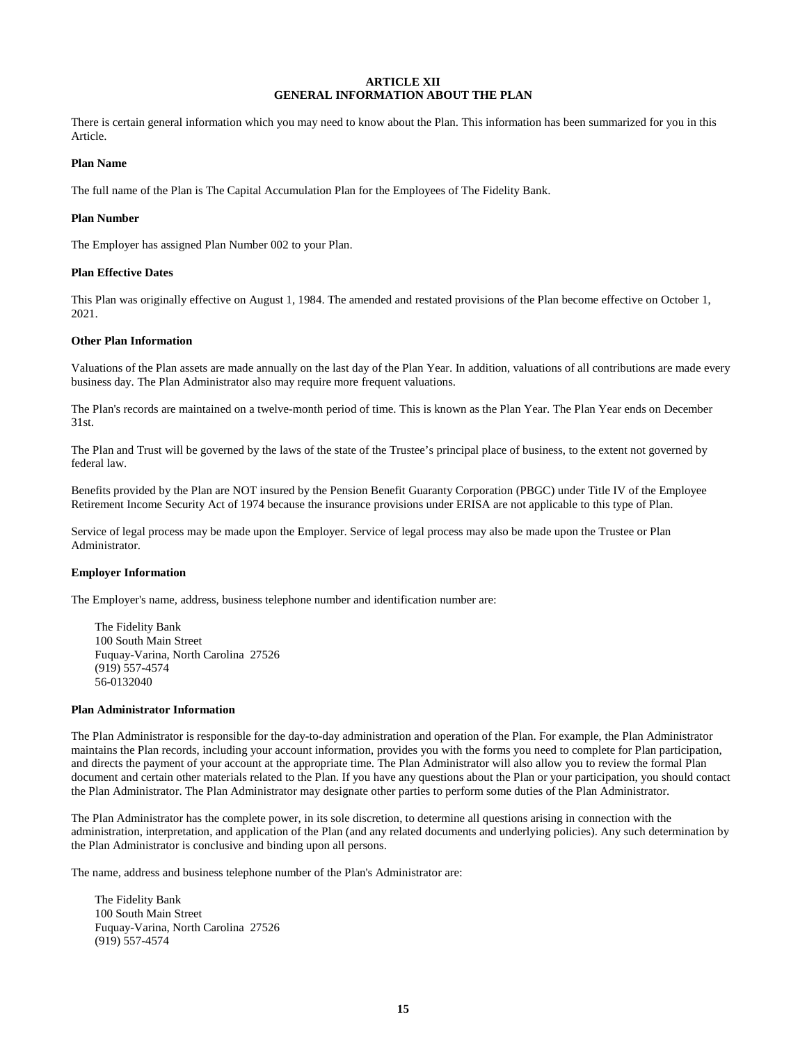# ARTICLE XII
# GENERAL INFORMATION ABOUT THE PLAN

There is certain general information which you may need to know about the Plan. This information has been summarized for you in this Article.

**Plan Name**

The full name of the Plan is The Capital Accumulation Plan for the Employees of The Fidelity Bank.

**Plan Number**

The Employer has assigned Plan Number 002 to your Plan.

**Plan Effective Dates**

This Plan was originally effective on August 1, 1984. The amended and restated provisions of the Plan become effective on October 1, 2021.

**Other Plan Information**

Valuations of the Plan assets are made annually on the last day of the Plan Year. In addition, valuations of all contributions are made every business day. The Plan Administrator also may require more frequent valuations.

The Plan's records are maintained on a twelve-month period of time. This is known as the Plan Year. The Plan Year ends on December 31st.

The Plan and Trust will be governed by the laws of the state of the Trustee's principal place of business, to the extent not governed by federal law.

Benefits provided by the Plan are NOT insured by the Pension Benefit Guaranty Corporation (PBGC) under Title IV of the Employee Retirement Income Security Act of 1974 because the insurance provisions under ERISA are not applicable to this type of Plan.

Service of legal process may be made upon the Employer. Service of legal process may also be made upon the Trustee or Plan Administrator.

**Employer Information**

The Employer's name, address, business telephone number and identification number are:

The Fidelity Bank
100 South Main Street
Fuquay-Varina, North Carolina 27526
(919) 557-4574
56-0132040

**Plan Administrator Information**

The Plan Administrator is responsible for the day-to-day administration and operation of the Plan. For example, the Plan Administrator maintains the Plan records, including your account information, provides you with the forms you need to complete for Plan participation, and directs the payment of your account at the appropriate time. The Plan Administrator will also allow you to review the formal Plan document and certain other materials related to the Plan. If you have any questions about the Plan or your participation, you should contact the Plan Administrator. The Plan Administrator may designate other parties to perform some duties of the Plan Administrator.

The Plan Administrator has the complete power, in its sole discretion, to determine all questions arising in connection with the administration, interpretation, and application of the Plan (and any related documents and underlying policies). Any such determination by the Plan Administrator is conclusive and binding upon all persons.

The name, address and business telephone number of the Plan's Administrator are:

The Fidelity Bank
100 South Main Street
Fuquay-Varina, North Carolina 27526
(919) 557-4574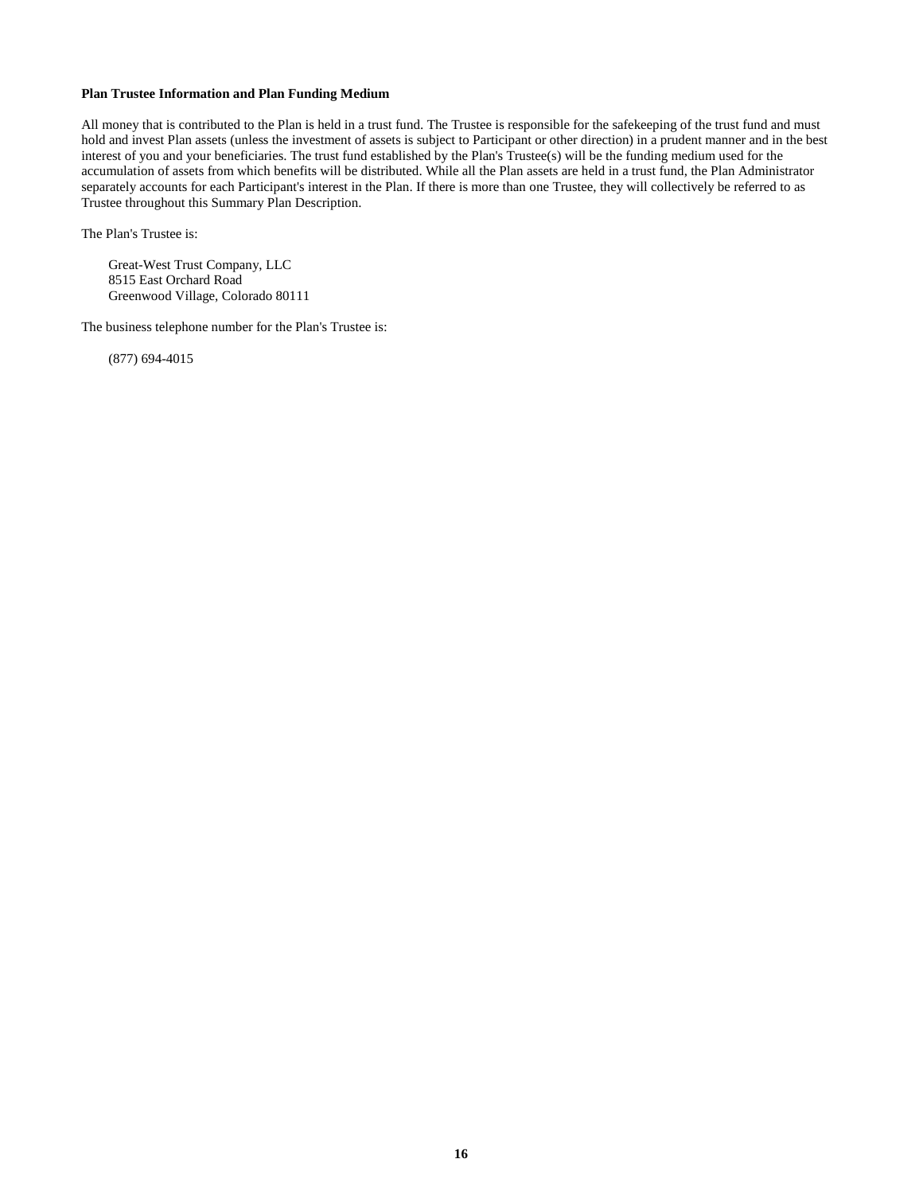**Plan Trustee Information and Plan Funding Medium**

All money that is contributed to the Plan is held in a trust fund. The Trustee is responsible for the safekeeping of the trust fund and must hold and invest Plan assets (unless the investment of assets is subject to Participant or other direction) in a prudent manner and in the best interest of you and your beneficiaries. The trust fund established by the Plan's Trustee(s) will be the funding medium used for the accumulation of assets from which benefits will be distributed. While all the Plan assets are held in a trust fund, the Plan Administrator separately accounts for each Participant's interest in the Plan. If there is more than one Trustee, they will collectively be referred to as Trustee throughout this Summary Plan Description.

The Plan's Trustee is:

Great-West Trust Company, LLC
8515 East Orchard Road
Greenwood Village, Colorado 80111

The business telephone number for the Plan's Trustee is:

(877) 694-4015